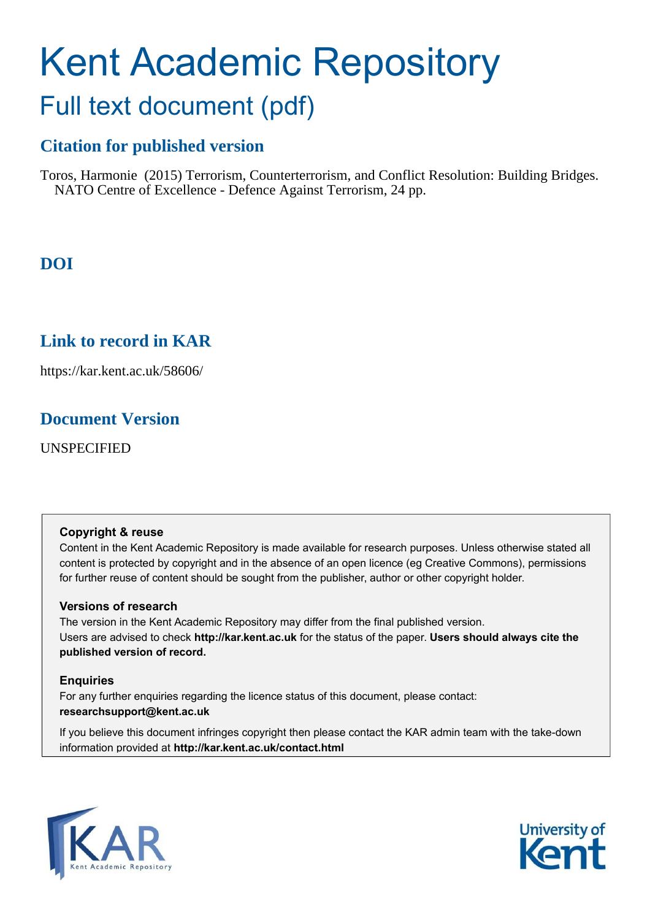# Kent Academic Repository

## Full text document (pdf)

### Citation for published version

Toros, Harmonie (2015) Terrorism, Counterterrorism, and Conflict Resolution: Building Bridges. NATO Centre of Excellence - Defence Against Terrorism, 24 pp.

### DOI

### Link to record in KAR

https://kar.kent.ac.uk/58606/

### Document Version

UNSPECIFIED

**Copyright & reuse**

Content in the Kent Academic Repository is made available for research purposes. Unless otherwise stated all content is protected by copyright and in the absence of an open licence (eg Creative Commons), permissions for further reuse of content should be sought from the publisher, author or other copyright holder.

**Versions of research**

The version in the Kent Academic Repository may differ from the final published version. Users are advised to check **http://kar.kent.ac.uk** for the status of the paper. **Users should always cite the published version of record.**

**Enquiries**

For any further enquiries regarding the licence status of this document, please contact: **researchsupport@kent.ac.uk**

If you believe this document infringes copyright then please contact the KAR admin team with the take-down information provided at **http://kar.kent.ac.uk/contact.html**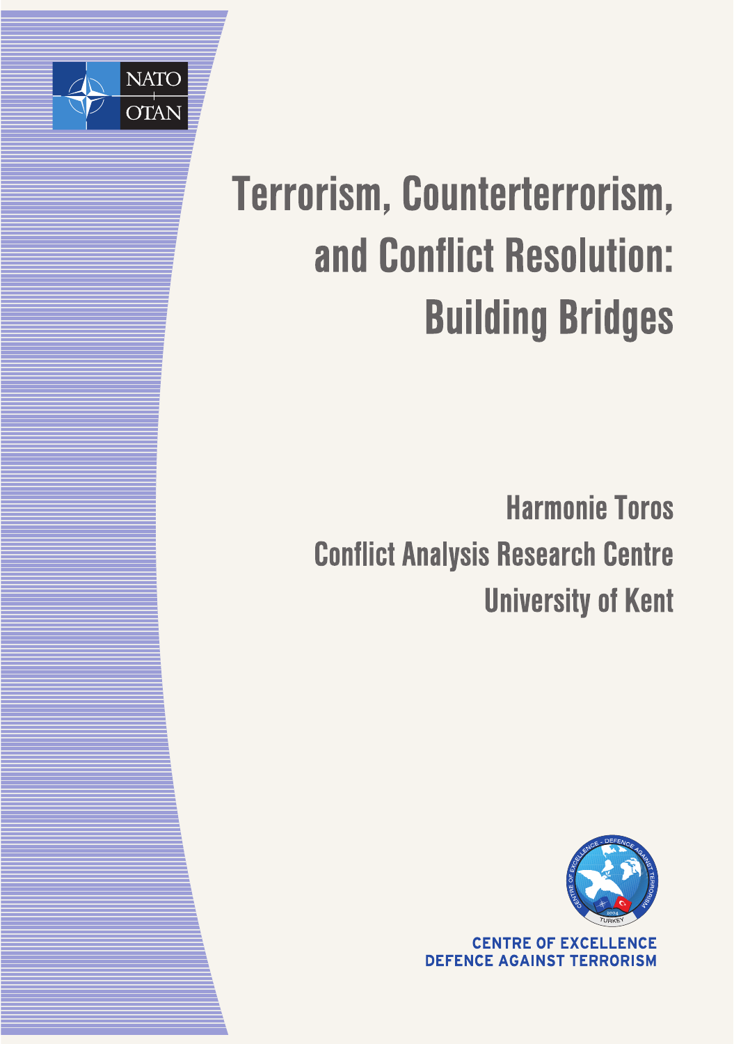NATO
OTAN

# Terrorism, Counterterrorism, and Conflict Resolution: Building Bridges

**Harmonie Toros**

**Conflict Analysis Research Centre**

**University of Kent**

**CENTRE OF EXCELLENCE
DEFENCE AGAINST TERRORISM**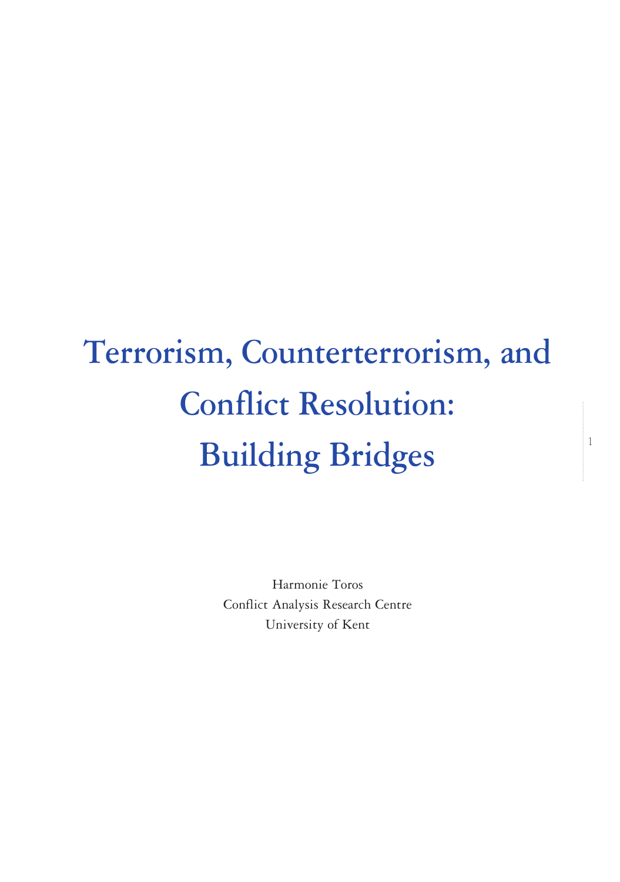# Terrorism, Counterterrorism, and Conflict Resolution: Building Bridges

Harmonie Toros
Conflict Analysis Research Centre
University of Kent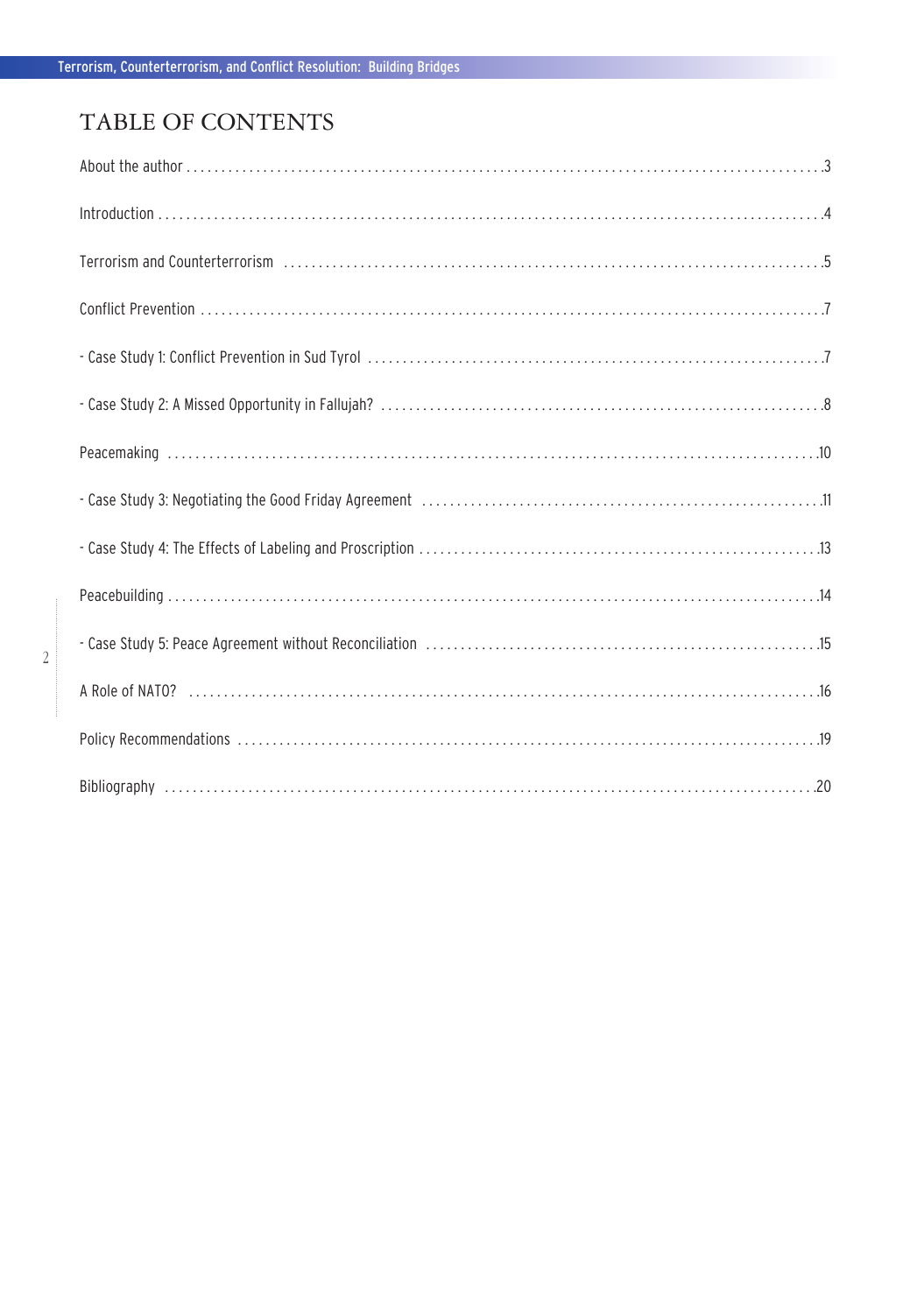# TABLE OF CONTENTS

About the author . . . . . . . . . . 3

Introduction . . . . . . . . . . 4

Terrorism and Counterterrorism . . . . . . . . . . 5

Conflict Prevention . . . . . . . . . . 7

- Case Study 1: Conflict Prevention in Sud Tyrol . . . . . . . . . . 7

- Case Study 2: A Missed Opportunity in Fallujah? . . . . . . . . . . 8

Peacemaking . . . . . . . . . . 10

- Case Study 3: Negotiating the Good Friday Agreement . . . . . . . . . . 11

- Case Study 4: The Effects of Labeling and Proscription . . . . . . . . . . 13

Peacebuilding . . . . . . . . . . 14

- Case Study 5: Peace Agreement without Reconciliation . . . . . . . . . . 15

A Role of NATO? . . . . . . . . . . 16

Policy Recommendations . . . . . . . . . . 19

Bibliography . . . . . . . . . . 20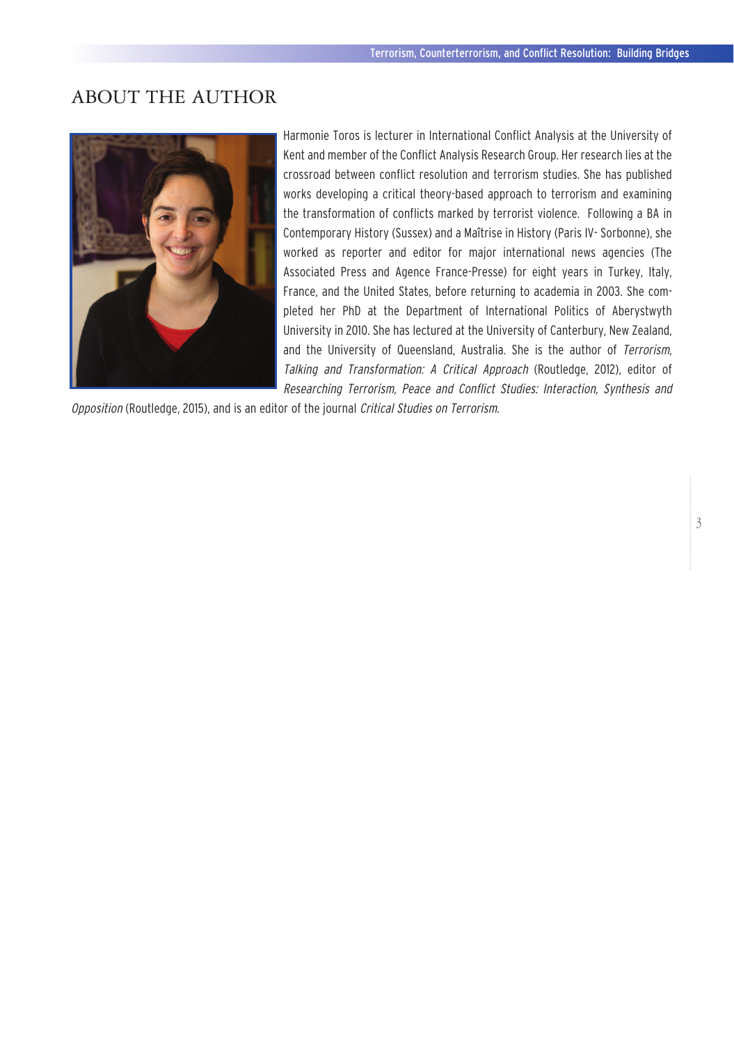# ABOUT THE AUTHOR

Harmonie Toros is lecturer in International Conflict Analysis at the University of Kent and member of the Conflict Analysis Research Group. Her research lies at the crossroad between conflict resolution and terrorism studies. She has published works developing a critical theory-based approach to terrorism and examining the transformation of conflicts marked by terrorist violence. Following a BA in Contemporary History (Sussex) and a Maîtrise in History (Paris IV- Sorbonne), she worked as reporter and editor for major international news agencies (The Associated Press and Agence France-Presse) for eight years in Turkey, Italy, France, and the United States, before returning to academia in 2003. She completed her PhD at the Department of International Politics of Aberystwyth University in 2010. She has lectured at the University of Canterbury, New Zealand, and the University of Queensland, Australia. She is the author of *Terrorism, Talking and Transformation: A Critical Approach* (Routledge, 2012), editor of *Researching Terrorism, Peace and Conflict Studies: Interaction, Synthesis and Opposition* (Routledge, 2015), and is an editor of the journal *Critical Studies on Terrorism*.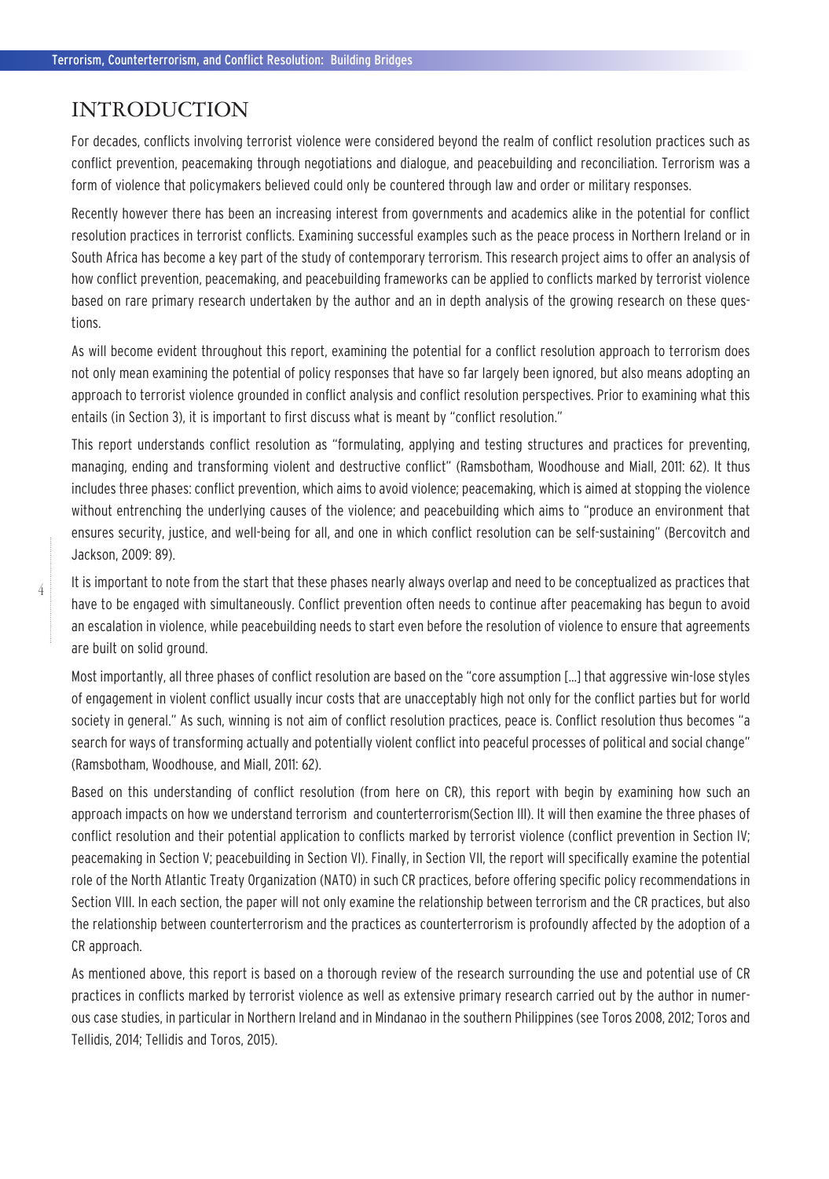# INTRODUCTION

For decades, conflicts involving terrorist violence were considered beyond the realm of conflict resolution practices such as conflict prevention, peacemaking through negotiations and dialogue, and peacebuilding and reconciliation. Terrorism was a form of violence that policymakers believed could only be countered through law and order or military responses.

Recently however there has been an increasing interest from governments and academics alike in the potential for conflict resolution practices in terrorist conflicts. Examining successful examples such as the peace process in Northern Ireland or in South Africa has become a key part of the study of contemporary terrorism. This research project aims to offer an analysis of how conflict prevention, peacemaking, and peacebuilding frameworks can be applied to conflicts marked by terrorist violence based on rare primary research undertaken by the author and an in depth analysis of the growing research on these questions.

As will become evident throughout this report, examining the potential for a conflict resolution approach to terrorism does not only mean examining the potential of policy responses that have so far largely been ignored, but also means adopting an approach to terrorist violence grounded in conflict analysis and conflict resolution perspectives. Prior to examining what this entails (in Section 3), it is important to first discuss what is meant by "conflict resolution."

This report understands conflict resolution as "formulating, applying and testing structures and practices for preventing, managing, ending and transforming violent and destructive conflict" (Ramsbotham, Woodhouse and Miall, 2011: 62). It thus includes three phases: conflict prevention, which aims to avoid violence; peacemaking, which is aimed at stopping the violence without entrenching the underlying causes of the violence; and peacebuilding which aims to "produce an environment that ensures security, justice, and well-being for all, and one in which conflict resolution can be self-sustaining" (Bercovitch and Jackson, 2009: 89).

It is important to note from the start that these phases nearly always overlap and need to be conceptualized as practices that have to be engaged with simultaneously. Conflict prevention often needs to continue after peacemaking has begun to avoid an escalation in violence, while peacebuilding needs to start even before the resolution of violence to ensure that agreements are built on solid ground.

Most importantly, all three phases of conflict resolution are based on the "core assumption [...] that aggressive win-lose styles of engagement in violent conflict usually incur costs that are unacceptably high not only for the conflict parties but for world society in general." As such, winning is not aim of conflict resolution practices, peace is. Conflict resolution thus becomes "a search for ways of transforming actually and potentially violent conflict into peaceful processes of political and social change" (Ramsbotham, Woodhouse, and Miall, 2011: 62).

Based on this understanding of conflict resolution (from here on CR), this report with begin by examining how such an approach impacts on how we understand terrorism and counterterrorism(Section III). It will then examine the three phases of conflict resolution and their potential application to conflicts marked by terrorist violence (conflict prevention in Section IV; peacemaking in Section V; peacebuilding in Section VI). Finally, in Section VII, the report will specifically examine the potential role of the North Atlantic Treaty Organization (NATO) in such CR practices, before offering specific policy recommendations in Section VIII. In each section, the paper will not only examine the relationship between terrorism and the CR practices, but also the relationship between counterterrorism and the practices as counterterrorism is profoundly affected by the adoption of a CR approach.

As mentioned above, this report is based on a thorough review of the research surrounding the use and potential use of CR practices in conflicts marked by terrorist violence as well as extensive primary research carried out by the author in numerous case studies, in particular in Northern Ireland and in Mindanao in the southern Philippines (see Toros 2008, 2012; Toros and Tellidis, 2014; Tellidis and Toros, 2015).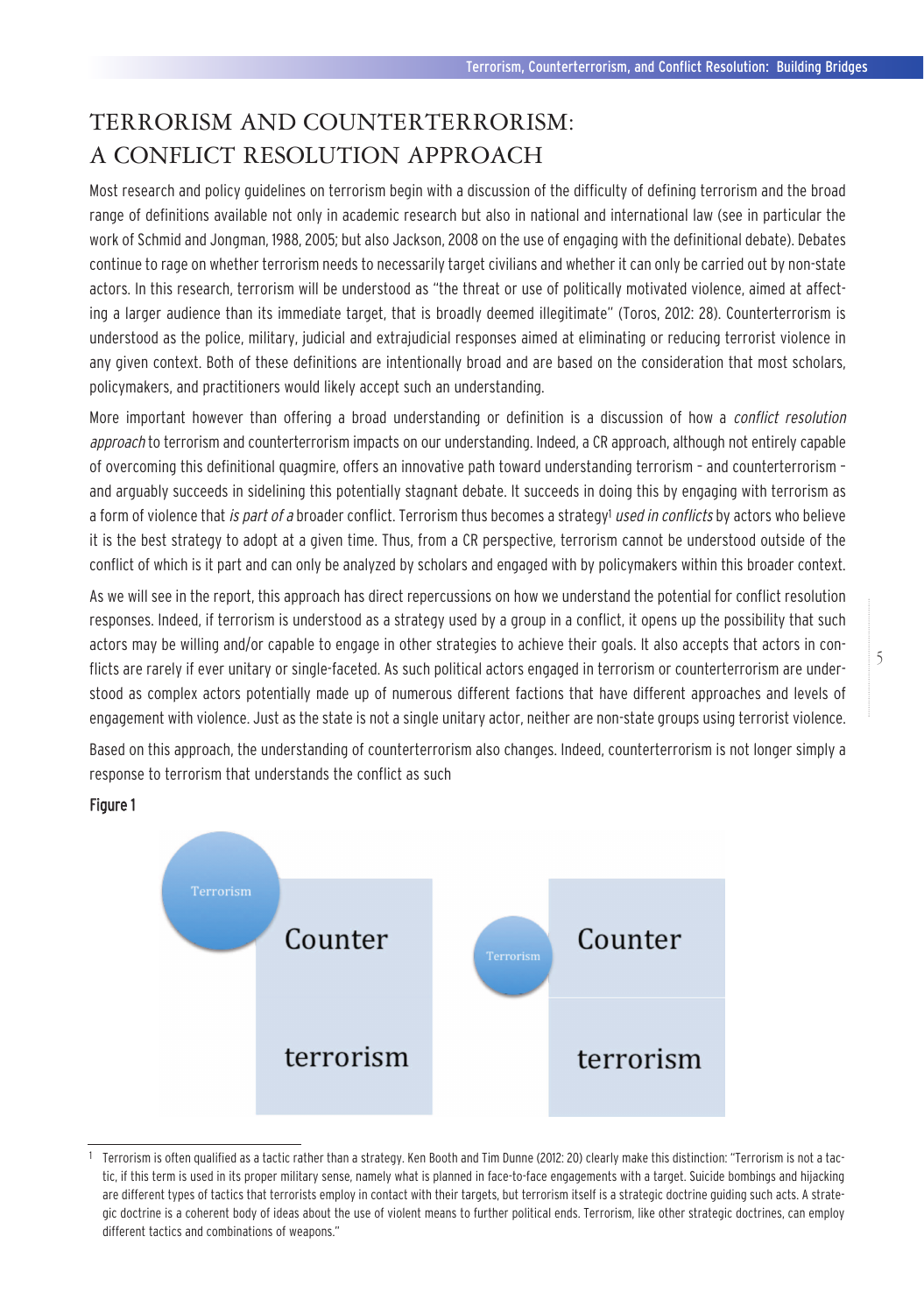# TERRORISM AND COUNTERTERRORISM: A CONFLICT RESOLUTION APPROACH

Most research and policy guidelines on terrorism begin with a discussion of the difficulty of defining terrorism and the broad range of definitions available not only in academic research but also in national and international law (see in particular the work of Schmid and Jongman, 1988, 2005; but also Jackson, 2008 on the use of engaging with the definitional debate). Debates continue to rage on whether terrorism needs to necessarily target civilians and whether it can only be carried out by non-state actors. In this research, terrorism will be understood as "the threat or use of politically motivated violence, aimed at affecting a larger audience than its immediate target, that is broadly deemed illegitimate" (Toros, 2012: 28). Counterterrorism is understood as the police, military, judicial and extrajudicial responses aimed at eliminating or reducing terrorist violence in any given context. Both of these definitions are intentionally broad and are based on the consideration that most scholars, policymakers, and practitioners would likely accept such an understanding.

More important however than offering a broad understanding or definition is a discussion of how a *conflict resolution approach* to terrorism and counterterrorism impacts on our understanding. Indeed, a CR approach, although not entirely capable of overcoming this definitional quagmire, offers an innovative path toward understanding terrorism – and counterterrorism – and arguably succeeds in sidelining this potentially stagnant debate. It succeeds in doing this by engaging with terrorism as a form of violence that *is part of a* broader conflict. Terrorism thus becomes a strategy[1] *used in conflicts* by actors who believe it is the best strategy to adopt at a given time. Thus, from a CR perspective, terrorism cannot be understood outside of the conflict of which is it part and can only be analyzed by scholars and engaged with by policymakers within this broader context.

As we will see in the report, this approach has direct repercussions on how we understand the potential for conflict resolution responses. Indeed, if terrorism is understood as a strategy used by a group in a conflict, it opens up the possibility that such actors may be willing and/or capable to engage in other strategies to achieve their goals. It also accepts that actors in conflicts are rarely if ever unitary or single-faceted. As such political actors engaged in terrorism or counterterrorism are understood as complex actors potentially made up of numerous different factions that have different approaches and levels of engagement with violence. Just as the state is not a single unitary actor, neither are non-state groups using terrorist violence.

Based on this approach, the understanding of counterterrorism also changes. Indeed, counterterrorism is not longer simply a response to terrorism that understands the conflict as such

**Figure 1**

| Terrorism | Counter terrorism | | Terrorism | Counter terrorism |
|---|---|---|---|---|

[1] Terrorism is often qualified as a tactic rather than a strategy. Ken Booth and Tim Dunne (2012: 20) clearly make this distinction: "Terrorism is not a tactic, if this term is used in its proper military sense, namely what is planned in face-to-face engagements with a target. Suicide bombings and hijacking are different types of tactics that terrorists employ in contact with their targets, but terrorism itself is a strategic doctrine guiding such acts. A strategic doctrine is a coherent body of ideas about the use of violent means to further political ends. Terrorism, like other strategic doctrines, can employ different tactics and combinations of weapons."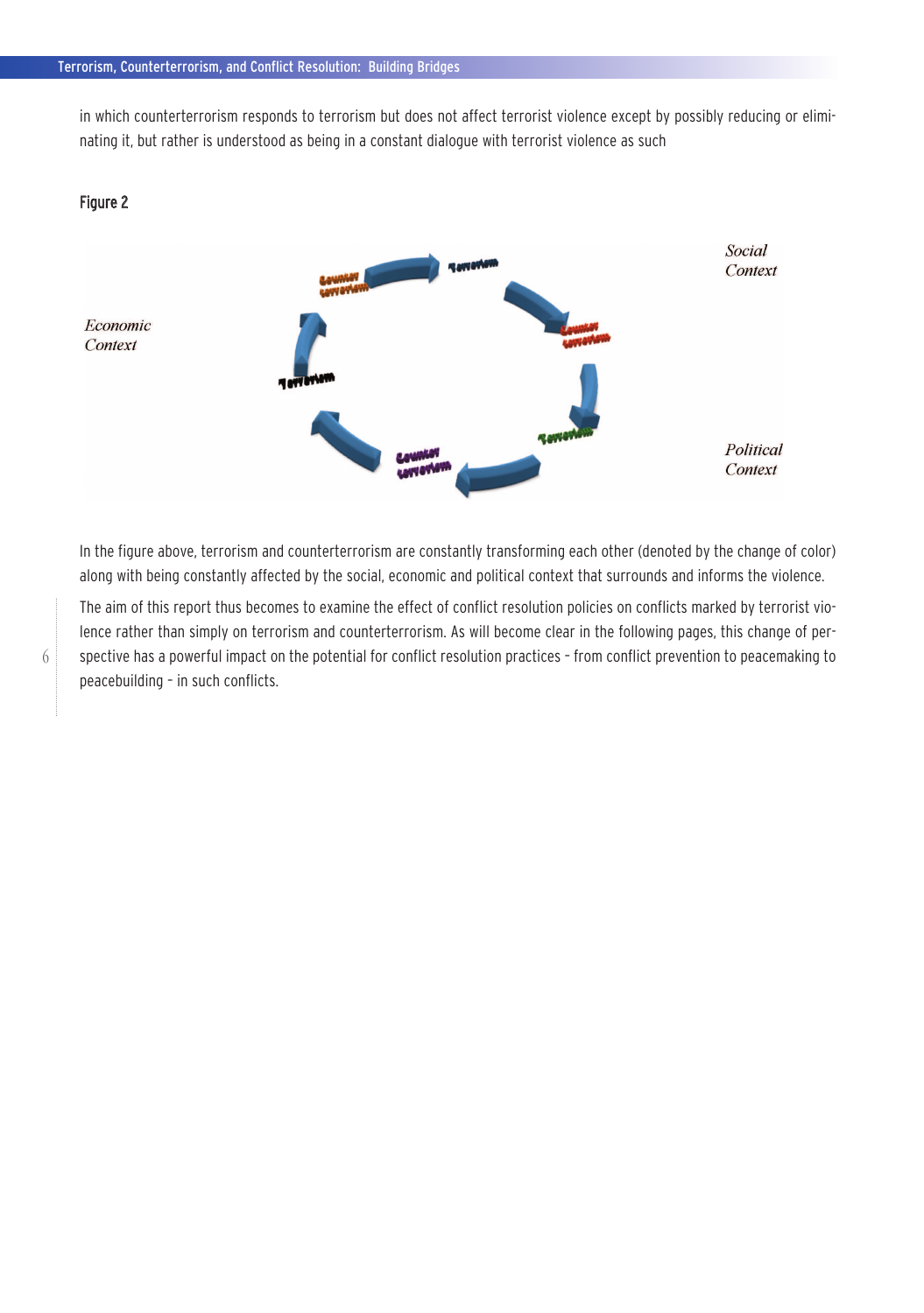in which counterterrorism responds to terrorism but does not affect terrorist violence except by possibly reducing or eliminating it, but rather is understood as being in a constant dialogue with terrorist violence as such

**Figure 2**

In the figure above, terrorism and counterterrorism are constantly transforming each other (denoted by the change of color) along with being constantly affected by the social, economic and political context that surrounds and informs the violence.

The aim of this report thus becomes to examine the effect of conflict resolution policies on conflicts marked by terrorist violence rather than simply on terrorism and counterterrorism. As will become clear in the following pages, this change of perspective has a powerful impact on the potential for conflict resolution practices – from conflict prevention to peacemaking to peacebuilding – in such conflicts.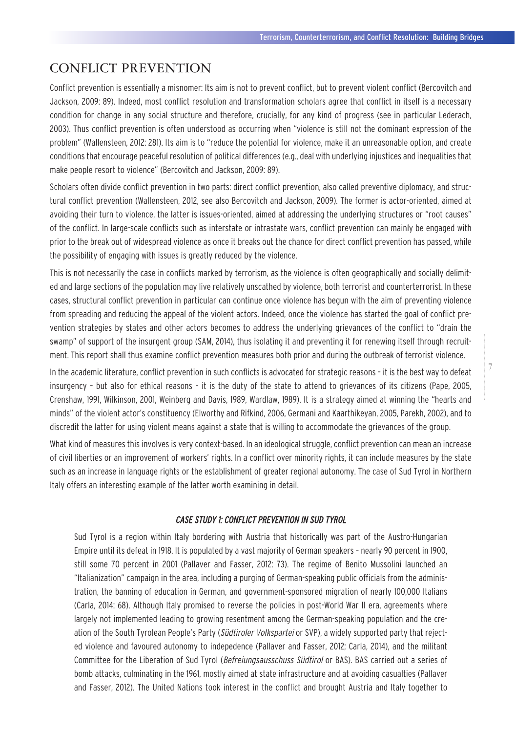## CONFLICT PREVENTION

Conflict prevention is essentially a misnomer: Its aim is not to prevent conflict, but to prevent violent conflict (Bercovitch and Jackson, 2009: 89). Indeed, most conflict resolution and transformation scholars agree that conflict in itself is a necessary condition for change in any social structure and therefore, crucially, for any kind of progress (see in particular Lederach, 2003). Thus conflict prevention is often understood as occurring when "violence is still not the dominant expression of the problem" (Wallensteen, 2012: 281). Its aim is to "reduce the potential for violence, make it an unreasonable option, and create conditions that encourage peaceful resolution of political differences (e.g., deal with underlying injustices and inequalities that make people resort to violence" (Bercovitch and Jackson, 2009: 89).

Scholars often divide conflict prevention in two parts: direct conflict prevention, also called preventive diplomacy, and structural conflict prevention (Wallensteen, 2012, see also Bercovitch and Jackson, 2009). The former is actor-oriented, aimed at avoiding their turn to violence, the latter is issues-oriented, aimed at addressing the underlying structures or "root causes" of the conflict. In large-scale conflicts such as interstate or intrastate wars, conflict prevention can mainly be engaged with prior to the break out of widespread violence as once it breaks out the chance for direct conflict prevention has passed, while the possibility of engaging with issues is greatly reduced by the violence.

This is not necessarily the case in conflicts marked by terrorism, as the violence is often geographically and socially delimited and large sections of the population may live relatively unscathed by violence, both terrorist and counterterrorist. In these cases, structural conflict prevention in particular can continue once violence has begun with the aim of preventing violence from spreading and reducing the appeal of the violent actors. Indeed, once the violence has started the goal of conflict prevention strategies by states and other actors becomes to address the underlying grievances of the conflict to "drain the swamp" of support of the insurgent group (SAM, 2014), thus isolating it and preventing it for renewing itself through recruitment. This report shall thus examine conflict prevention measures both prior and during the outbreak of terrorist violence.

In the academic literature, conflict prevention in such conflicts is advocated for strategic reasons – it is the best way to defeat insurgency – but also for ethical reasons – it is the duty of the state to attend to grievances of its citizens (Pape, 2005, Crenshaw, 1991, Wilkinson, 2001, Weinberg and Davis, 1989, Wardlaw, 1989). It is a strategy aimed at winning the "hearts and minds" of the violent actor's constituency (Elworthy and Rifkind, 2006, Germani and Kaarthikeyan, 2005, Parekh, 2002), and to discredit the latter for using violent means against a state that is willing to accommodate the grievances of the group.

What kind of measures this involves is very context-based. In an ideological struggle, conflict prevention can mean an increase of civil liberties or an improvement of workers' rights. In a conflict over minority rights, it can include measures by the state such as an increase in language rights or the establishment of greater regional autonomy. The case of Sud Tyrol in Northern Italy offers an interesting example of the latter worth examining in detail.

### *CASE STUDY 1: CONFLICT PREVENTION IN SUD TYROL*

Sud Tyrol is a region within Italy bordering with Austria that historically was part of the Austro-Hungarian Empire until its defeat in 1918. It is populated by a vast majority of German speakers – nearly 90 percent in 1900, still some 70 percent in 2001 (Pallaver and Fasser, 2012: 73). The regime of Benito Mussolini launched an "Italianization" campaign in the area, including a purging of German-speaking public officials from the administration, the banning of education in German, and government-sponsored migration of nearly 100,000 Italians (Carla, 2014: 68). Although Italy promised to reverse the policies in post-World War II era, agreements where largely not implemented leading to growing resentment among the German-speaking population and the creation of the South Tyrolean People's Party (*Südtiroler Volkspartei* or SVP), a widely supported party that rejected violence and favoured autonomy to indepedence (Pallaver and Fasser, 2012; Carla, 2014), and the militant Committee for the Liberation of Sud Tyrol (*Befreiungsausschuss Südtirol* or BAS). BAS carried out a series of bomb attacks, culminating in the 1961, mostly aimed at state infrastructure and at avoiding casualties (Pallaver and Fasser, 2012). The United Nations took interest in the conflict and brought Austria and Italy together to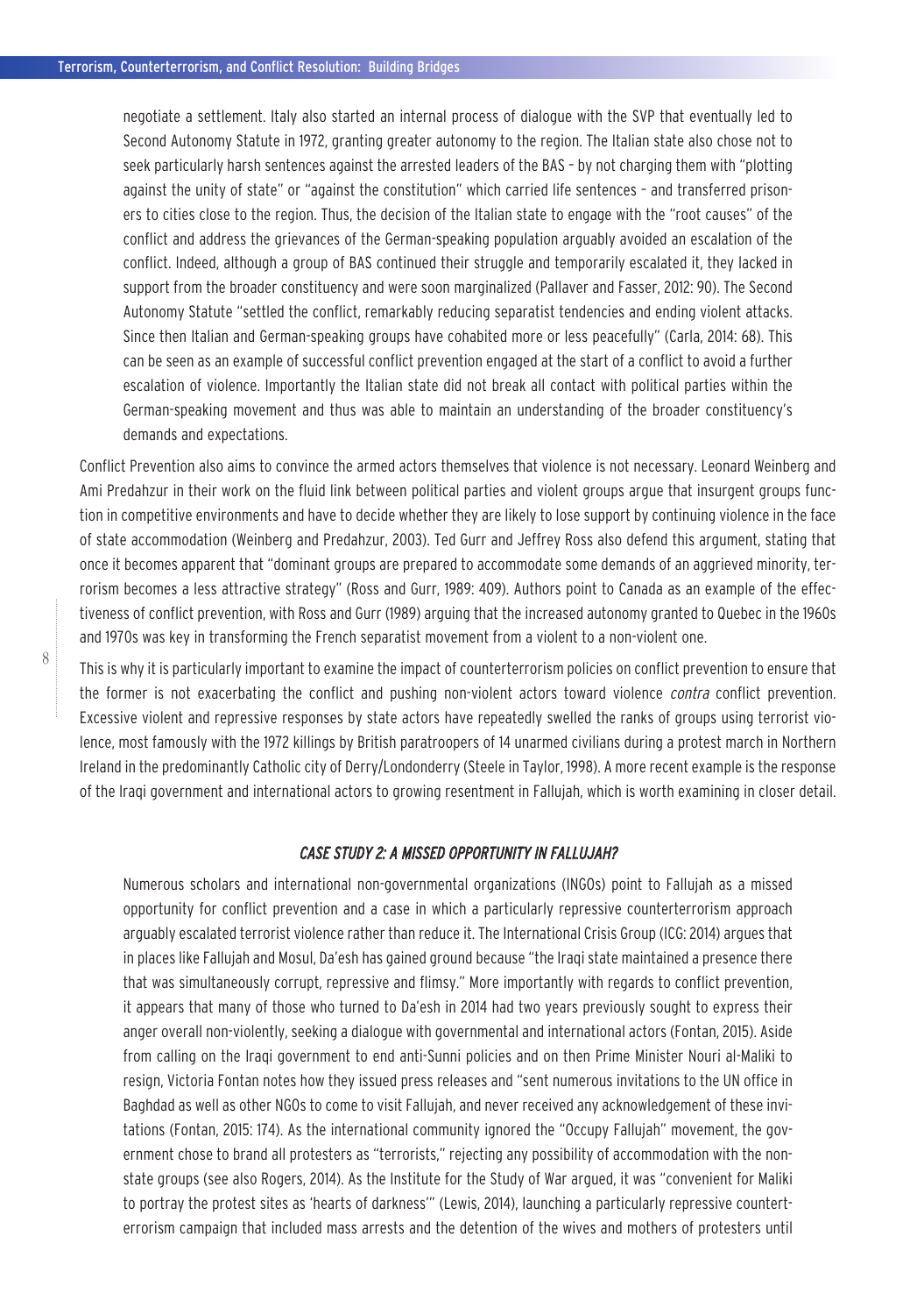negotiate a settlement. Italy also started an internal process of dialogue with the SVP that eventually led to Second Autonomy Statute in 1972, granting greater autonomy to the region. The Italian state also chose not to seek particularly harsh sentences against the arrested leaders of the BAS – by not charging them with "plotting against the unity of state" or "against the constitution" which carried life sentences – and transferred prisoners to cities close to the region. Thus, the decision of the Italian state to engage with the "root causes" of the conflict and address the grievances of the German-speaking population arguably avoided an escalation of the conflict. Indeed, although a group of BAS continued their struggle and temporarily escalated it, they lacked in support from the broader constituency and were soon marginalized (Pallaver and Fasser, 2012: 90). The Second Autonomy Statute "settled the conflict, remarkably reducing separatist tendencies and ending violent attacks. Since then Italian and German-speaking groups have cohabited more or less peacefully" (Carla, 2014: 68). This can be seen as an example of successful conflict prevention engaged at the start of a conflict to avoid a further escalation of violence. Importantly the Italian state did not break all contact with political parties within the German-speaking movement and thus was able to maintain an understanding of the broader constituency's demands and expectations.

Conflict Prevention also aims to convince the armed actors themselves that violence is not necessary. Leonard Weinberg and Ami Predahzur in their work on the fluid link between political parties and violent groups argue that insurgent groups function in competitive environments and have to decide whether they are likely to lose support by continuing violence in the face of state accommodation (Weinberg and Predahzur, 2003). Ted Gurr and Jeffrey Ross also defend this argument, stating that once it becomes apparent that "dominant groups are prepared to accommodate some demands of an aggrieved minority, terrorism becomes a less attractive strategy" (Ross and Gurr, 1989: 409). Authors point to Canada as an example of the effectiveness of conflict prevention, with Ross and Gurr (1989) arguing that the increased autonomy granted to Quebec in the 1960s and 1970s was key in transforming the French separatist movement from a violent to a non-violent one.

This is why it is particularly important to examine the impact of counterterrorism policies on conflict prevention to ensure that the former is not exacerbating the conflict and pushing non-violent actors toward violence *contra* conflict prevention. Excessive violent and repressive responses by state actors have repeatedly swelled the ranks of groups using terrorist violence, most famously with the 1972 killings by British paratroopers of 14 unarmed civilians during a protest march in Northern Ireland in the predominantly Catholic city of Derry/Londonderry (Steele in Taylor, 1998). A more recent example is the response of the Iraqi government and international actors to growing resentment in Fallujah, which is worth examining in closer detail.

### *CASE STUDY 2: A MISSED OPPORTUNITY IN FALLUJAH?*

Numerous scholars and international non-governmental organizations (INGOs) point to Fallujah as a missed opportunity for conflict prevention and a case in which a particularly repressive counterterrorism approach arguably escalated terrorist violence rather than reduce it. The International Crisis Group (ICG: 2014) argues that in places like Fallujah and Mosul, Da'esh has gained ground because "the Iraqi state maintained a presence there that was simultaneously corrupt, repressive and flimsy." More importantly with regards to conflict prevention, it appears that many of those who turned to Da'esh in 2014 had two years previously sought to express their anger overall non-violently, seeking a dialogue with governmental and international actors (Fontan, 2015). Aside from calling on the Iraqi government to end anti-Sunni policies and on then Prime Minister Nouri al-Maliki to resign, Victoria Fontan notes how they issued press releases and "sent numerous invitations to the UN office in Baghdad as well as other NGOs to come to visit Fallujah, and never received any acknowledgement of these invitations (Fontan, 2015: 174). As the international community ignored the "Occupy Fallujah" movement, the government chose to brand all protesters as "terrorists," rejecting any possibility of accommodation with the non-state groups (see also Rogers, 2014). As the Institute for the Study of War argued, it was "convenient for Maliki to portray the protest sites as 'hearts of darkness'" (Lewis, 2014), launching a particularly repressive counterterrorism campaign that included mass arrests and the detention of the wives and mothers of protesters until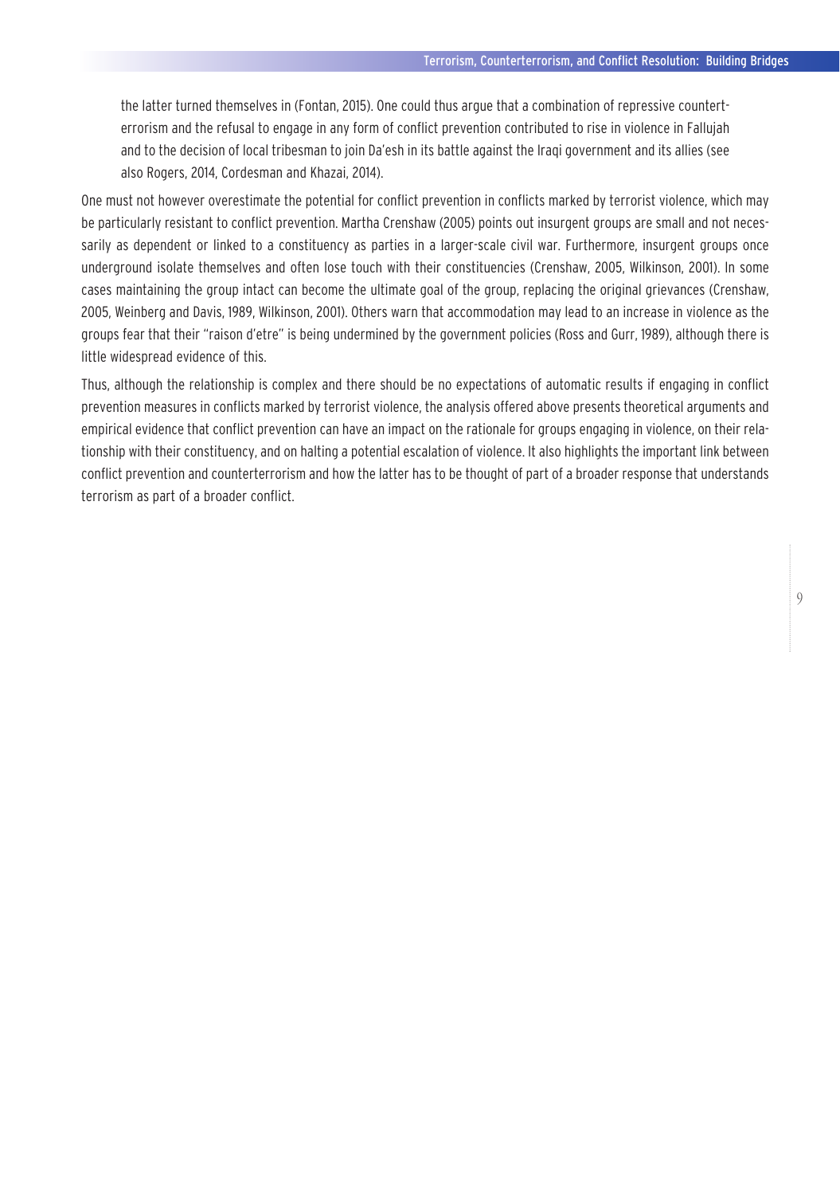> the latter turned themselves in (Fontan, 2015). One could thus argue that a combination of repressive counterterrorism and the refusal to engage in any form of conflict prevention contributed to rise in violence in Fallujah and to the decision of local tribesman to join Da'esh in its battle against the Iraqi government and its allies (see also Rogers, 2014, Cordesman and Khazai, 2014).

One must not however overestimate the potential for conflict prevention in conflicts marked by terrorist violence, which may be particularly resistant to conflict prevention. Martha Crenshaw (2005) points out insurgent groups are small and not necessarily as dependent or linked to a constituency as parties in a larger-scale civil war. Furthermore, insurgent groups once underground isolate themselves and often lose touch with their constituencies (Crenshaw, 2005, Wilkinson, 2001). In some cases maintaining the group intact can become the ultimate goal of the group, replacing the original grievances (Crenshaw, 2005, Weinberg and Davis, 1989, Wilkinson, 2001). Others warn that accommodation may lead to an increase in violence as the groups fear that their "raison d'etre" is being undermined by the government policies (Ross and Gurr, 1989), although there is little widespread evidence of this.

Thus, although the relationship is complex and there should be no expectations of automatic results if engaging in conflict prevention measures in conflicts marked by terrorist violence, the analysis offered above presents theoretical arguments and empirical evidence that conflict prevention can have an impact on the rationale for groups engaging in violence, on their relationship with their constituency, and on halting a potential escalation of violence. It also highlights the important link between conflict prevention and counterterrorism and how the latter has to be thought of part of a broader response that understands terrorism as part of a broader conflict.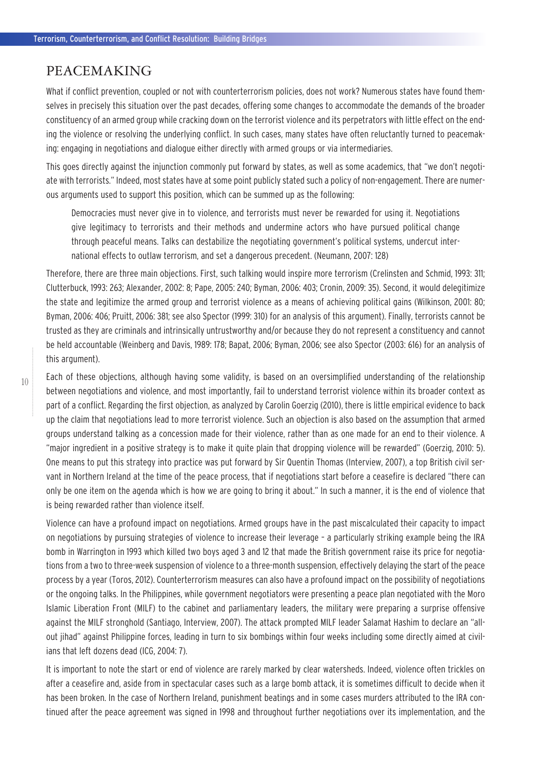## PEACEMAKING

What if conflict prevention, coupled or not with counterterrorism policies, does not work? Numerous states have found themselves in precisely this situation over the past decades, offering some changes to accommodate the demands of the broader constituency of an armed group while cracking down on the terrorist violence and its perpetrators with little effect on the ending the violence or resolving the underlying conflict. In such cases, many states have often reluctantly turned to peacemaking: engaging in negotiations and dialogue either directly with armed groups or via intermediaries.

This goes directly against the injunction commonly put forward by states, as well as some academics, that "we don't negotiate with terrorists." Indeed, most states have at some point publicly stated such a policy of non-engagement. There are numerous arguments used to support this position, which can be summed up as the following:

> Democracies must never give in to violence, and terrorists must never be rewarded for using it. Negotiations give legitimacy to terrorists and their methods and undermine actors who have pursued political change through peaceful means. Talks can destabilize the negotiating government's political systems, undercut international effects to outlaw terrorism, and set a dangerous precedent. (Neumann, 2007: 128)

Therefore, there are three main objections. First, such talking would inspire more terrorism (Crelinsten and Schmid, 1993: 311; Clutterbuck, 1993: 263; Alexander, 2002: 8; Pape, 2005: 240; Byman, 2006: 403; Cronin, 2009: 35). Second, it would delegitimize the state and legitimize the armed group and terrorist violence as a means of achieving political gains (Wilkinson, 2001: 80; Byman, 2006: 406; Pruitt, 2006: 381; see also Spector (1999: 310) for an analysis of this argument). Finally, terrorists cannot be trusted as they are criminals and intrinsically untrustworthy and/or because they do not represent a constituency and cannot be held accountable (Weinberg and Davis, 1989: 178; Bapat, 2006; Byman, 2006; see also Spector (2003: 616) for an analysis of this argument).

Each of these objections, although having some validity, is based on an oversimplified understanding of the relationship between negotiations and violence, and most importantly, fail to understand terrorist violence within its broader context as part of a conflict. Regarding the first objection, as analyzed by Carolin Goerzig (2010), there is little empirical evidence to back up the claim that negotiations lead to more terrorist violence. Such an objection is also based on the assumption that armed groups understand talking as a concession made for their violence, rather than as one made for an end to their violence. A "major ingredient in a positive strategy is to make it quite plain that dropping violence will be rewarded" (Goerzig, 2010: 5). One means to put this strategy into practice was put forward by Sir Quentin Thomas (Interview, 2007), a top British civil servant in Northern Ireland at the time of the peace process, that if negotiations start before a ceasefire is declared "there can only be one item on the agenda which is how we are going to bring it about." In such a manner, it is the end of violence that is being rewarded rather than violence itself.

Violence can have a profound impact on negotiations. Armed groups have in the past miscalculated their capacity to impact on negotiations by pursuing strategies of violence to increase their leverage – a particularly striking example being the IRA bomb in Warrington in 1993 which killed two boys aged 3 and 12 that made the British government raise its price for negotiations from a two to three-week suspension of violence to a three-month suspension, effectively delaying the start of the peace process by a year (Toros, 2012). Counterterrorism measures can also have a profound impact on the possibility of negotiations or the ongoing talks. In the Philippines, while government negotiators were presenting a peace plan negotiated with the Moro Islamic Liberation Front (MILF) to the cabinet and parliamentary leaders, the military were preparing a surprise offensive against the MILF stronghold (Santiago, Interview, 2007). The attack prompted MILF leader Salamat Hashim to declare an "all-out jihad" against Philippine forces, leading in turn to six bombings within four weeks including some directly aimed at civilians that left dozens dead (ICG, 2004: 7).

It is important to note the start or end of violence are rarely marked by clear watersheds. Indeed, violence often trickles on after a ceasefire and, aside from in spectacular cases such as a large bomb attack, it is sometimes difficult to decide when it has been broken. In the case of Northern Ireland, punishment beatings and in some cases murders attributed to the IRA continued after the peace agreement was signed in 1998 and throughout further negotiations over its implementation, and the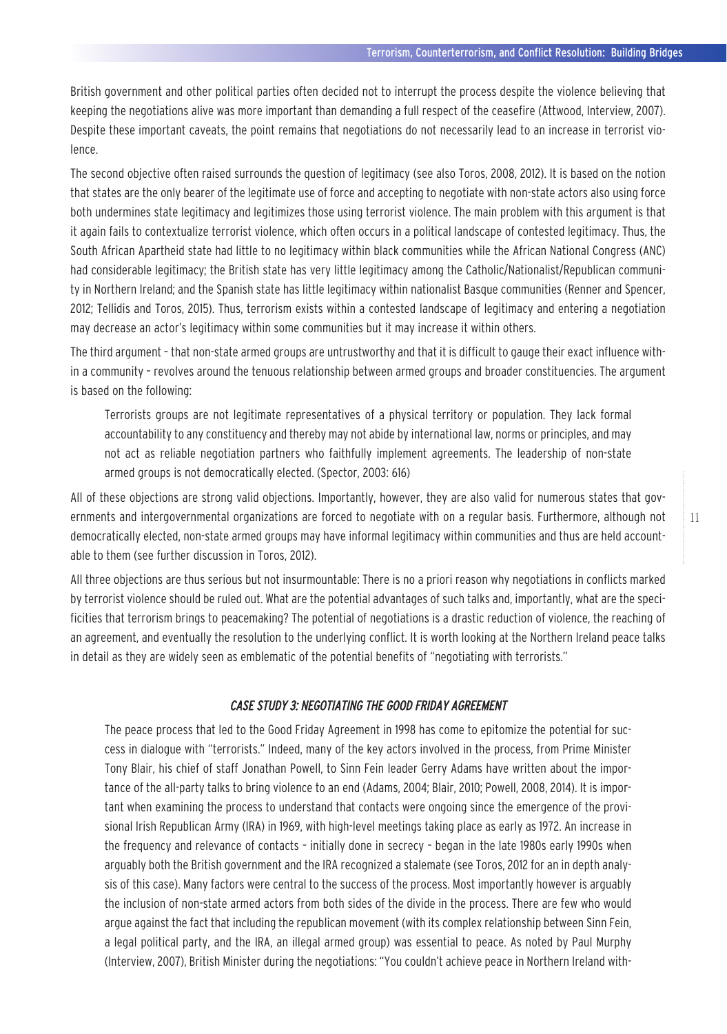British government and other political parties often decided not to interrupt the process despite the violence believing that keeping the negotiations alive was more important than demanding a full respect of the ceasefire (Attwood, Interview, 2007). Despite these important caveats, the point remains that negotiations do not necessarily lead to an increase in terrorist violence.

The second objective often raised surrounds the question of legitimacy (see also Toros, 2008, 2012). It is based on the notion that states are the only bearer of the legitimate use of force and accepting to negotiate with non-state actors also using force both undermines state legitimacy and legitimizes those using terrorist violence. The main problem with this argument is that it again fails to contextualize terrorist violence, which often occurs in a political landscape of contested legitimacy. Thus, the South African Apartheid state had little to no legitimacy within black communities while the African National Congress (ANC) had considerable legitimacy; the British state has very little legitimacy among the Catholic/Nationalist/Republican community in Northern Ireland; and the Spanish state has little legitimacy within nationalist Basque communities (Renner and Spencer, 2012; Tellidis and Toros, 2015). Thus, terrorism exists within a contested landscape of legitimacy and entering a negotiation may decrease an actor's legitimacy within some communities but it may increase it within others.

The third argument – that non-state armed groups are untrustworthy and that it is difficult to gauge their exact influence within a community – revolves around the tenuous relationship between armed groups and broader constituencies. The argument is based on the following:

> Terrorists groups are not legitimate representatives of a physical territory or population. They lack formal accountability to any constituency and thereby may not abide by international law, norms or principles, and may not act as reliable negotiation partners who faithfully implement agreements. The leadership of non-state armed groups is not democratically elected. (Spector, 2003: 616)

All of these objections are strong valid objections. Importantly, however, they are also valid for numerous states that governments and intergovernmental organizations are forced to negotiate with on a regular basis. Furthermore, although not democratically elected, non-state armed groups may have informal legitimacy within communities and thus are held accountable to them (see further discussion in Toros, 2012).

All three objections are thus serious but not insurmountable: There is no a priori reason why negotiations in conflicts marked by terrorist violence should be ruled out. What are the potential advantages of such talks and, importantly, what are the specificities that terrorism brings to peacemaking? The potential of negotiations is a drastic reduction of violence, the reaching of an agreement, and eventually the resolution to the underlying conflict. It is worth looking at the Northern Ireland peace talks in detail as they are widely seen as emblematic of the potential benefits of "negotiating with terrorists."

### *CASE STUDY 3: NEGOTIATING THE GOOD FRIDAY AGREEMENT*

> The peace process that led to the Good Friday Agreement in 1998 has come to epitomize the potential for success in dialogue with "terrorists." Indeed, many of the key actors involved in the process, from Prime Minister Tony Blair, his chief of staff Jonathan Powell, to Sinn Fein leader Gerry Adams have written about the importance of the all-party talks to bring violence to an end (Adams, 2004; Blair, 2010; Powell, 2008, 2014). It is important when examining the process to understand that contacts were ongoing since the emergence of the provisional Irish Republican Army (IRA) in 1969, with high-level meetings taking place as early as 1972. An increase in the frequency and relevance of contacts – initially done in secrecy – began in the late 1980s early 1990s when arguably both the British government and the IRA recognized a stalemate (see Toros, 2012 for an in depth analysis of this case). Many factors were central to the success of the process. Most importantly however is arguably the inclusion of non-state armed actors from both sides of the divide in the process. There are few who would argue against the fact that including the republican movement (with its complex relationship between Sinn Fein, a legal political party, and the IRA, an illegal armed group) was essential to peace. As noted by Paul Murphy (Interview, 2007), British Minister during the negotiations: "You couldn't achieve peace in Northern Ireland with-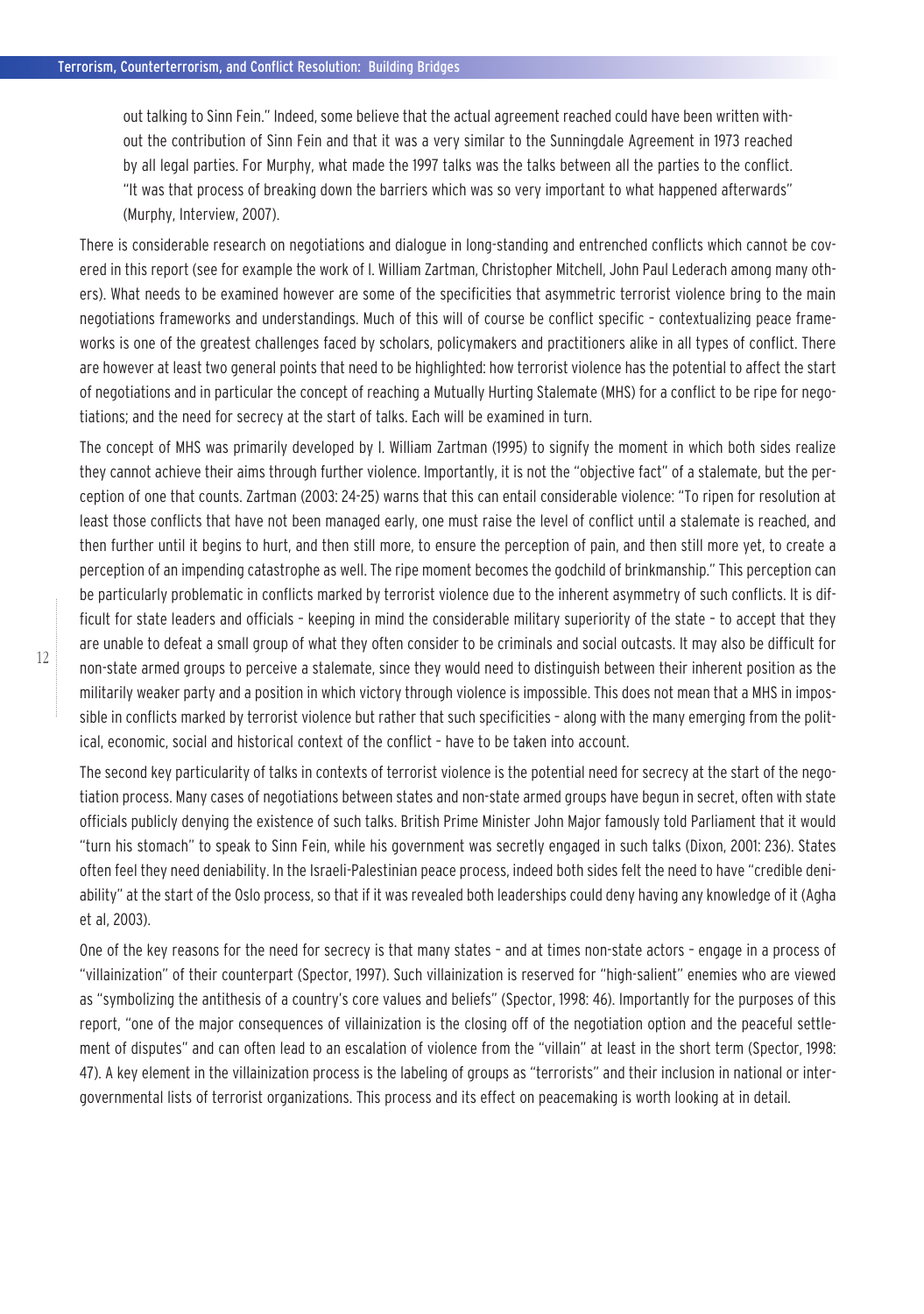out talking to Sinn Fein." Indeed, some believe that the actual agreement reached could have been written without the contribution of Sinn Fein and that it was a very similar to the Sunningdale Agreement in 1973 reached by all legal parties. For Murphy, what made the 1997 talks was the talks between all the parties to the conflict. "It was that process of breaking down the barriers which was so very important to what happened afterwards" (Murphy, Interview, 2007).

There is considerable research on negotiations and dialogue in long-standing and entrenched conflicts which cannot be covered in this report (see for example the work of I. William Zartman, Christopher Mitchell, John Paul Lederach among many others). What needs to be examined however are some of the specificities that asymmetric terrorist violence bring to the main negotiations frameworks and understandings. Much of this will of course be conflict specific – contextualizing peace frameworks is one of the greatest challenges faced by scholars, policymakers and practitioners alike in all types of conflict. There are however at least two general points that need to be highlighted: how terrorist violence has the potential to affect the start of negotiations and in particular the concept of reaching a Mutually Hurting Stalemate (MHS) for a conflict to be ripe for negotiations; and the need for secrecy at the start of talks. Each will be examined in turn.

The concept of MHS was primarily developed by I. William Zartman (1995) to signify the moment in which both sides realize they cannot achieve their aims through further violence. Importantly, it is not the "objective fact" of a stalemate, but the perception of one that counts. Zartman (2003: 24-25) warns that this can entail considerable violence: "To ripen for resolution at least those conflicts that have not been managed early, one must raise the level of conflict until a stalemate is reached, and then further until it begins to hurt, and then still more, to ensure the perception of pain, and then still more yet, to create a perception of an impending catastrophe as well. The ripe moment becomes the godchild of brinkmanship." This perception can be particularly problematic in conflicts marked by terrorist violence due to the inherent asymmetry of such conflicts. It is difficult for state leaders and officials – keeping in mind the considerable military superiority of the state – to accept that they are unable to defeat a small group of what they often consider to be criminals and social outcasts. It may also be difficult for non-state armed groups to perceive a stalemate, since they would need to distinguish between their inherent position as the militarily weaker party and a position in which victory through violence is impossible. This does not mean that a MHS in impossible in conflicts marked by terrorist violence but rather that such specificities – along with the many emerging from the political, economic, social and historical context of the conflict – have to be taken into account.

The second key particularity of talks in contexts of terrorist violence is the potential need for secrecy at the start of the negotiation process. Many cases of negotiations between states and non-state armed groups have begun in secret, often with state officials publicly denying the existence of such talks. British Prime Minister John Major famously told Parliament that it would "turn his stomach" to speak to Sinn Fein, while his government was secretly engaged in such talks (Dixon, 2001: 236). States often feel they need deniability. In the Israeli-Palestinian peace process, indeed both sides felt the need to have "credible deniability" at the start of the Oslo process, so that if it was revealed both leaderships could deny having any knowledge of it (Agha et al, 2003).

One of the key reasons for the need for secrecy is that many states – and at times non-state actors – engage in a process of "villainization" of their counterpart (Spector, 1997). Such villainization is reserved for "high-salient" enemies who are viewed as "symbolizing the antithesis of a country's core values and beliefs" (Spector, 1998: 46). Importantly for the purposes of this report, "one of the major consequences of villainization is the closing off of the negotiation option and the peaceful settlement of disputes" and can often lead to an escalation of violence from the "villain" at least in the short term (Spector, 1998: 47). A key element in the villainization process is the labeling of groups as "terrorists" and their inclusion in national or intergovernmental lists of terrorist organizations. This process and its effect on peacemaking is worth looking at in detail.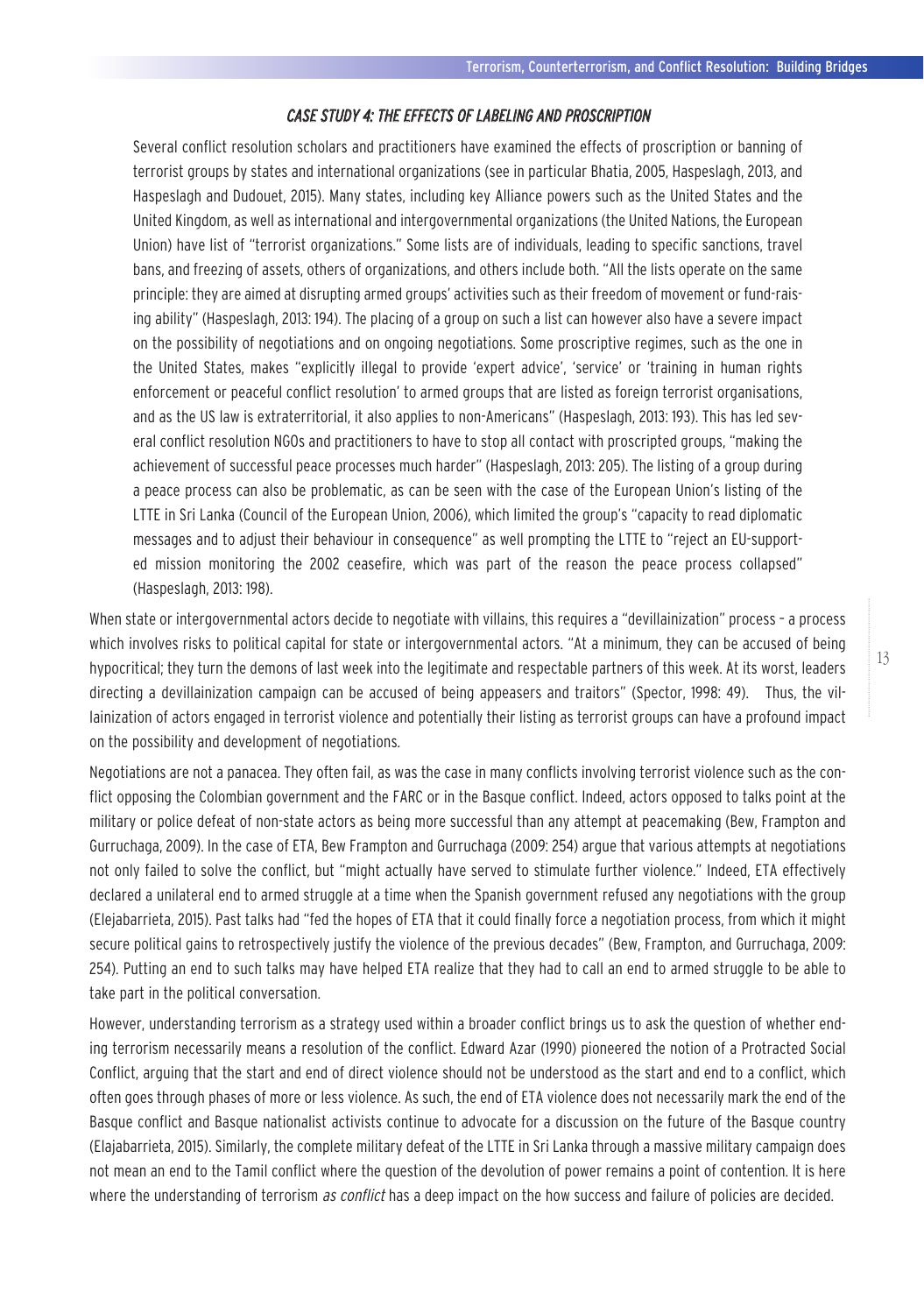### *CASE STUDY 4: THE EFFECTS OF LABELING AND PROSCRIPTION*

> Several conflict resolution scholars and practitioners have examined the effects of proscription or banning of terrorist groups by states and international organizations (see in particular Bhatia, 2005, Haspeslagh, 2013, and Haspeslagh and Dudouet, 2015). Many states, including key Alliance powers such as the United States and the United Kingdom, as well as international and intergovernmental organizations (the United Nations, the European Union) have list of "terrorist organizations." Some lists are of individuals, leading to specific sanctions, travel bans, and freezing of assets, others of organizations, and others include both. "All the lists operate on the same principle: they are aimed at disrupting armed groups' activities such as their freedom of movement or fund-raising ability" (Haspeslagh, 2013: 194). The placing of a group on such a list can however also have a severe impact on the possibility of negotiations and on ongoing negotiations. Some proscriptive regimes, such as the one in the United States, makes "explicitly illegal to provide 'expert advice', 'service' or 'training in human rights enforcement or peaceful conflict resolution' to armed groups that are listed as foreign terrorist organisations, and as the US law is extraterritorial, it also applies to non-Americans" (Haspeslagh, 2013: 193). This has led several conflict resolution NGOs and practitioners to have to stop all contact with proscripted groups, "making the achievement of successful peace processes much harder" (Haspeslagh, 2013: 205). The listing of a group during a peace process can also be problematic, as can be seen with the case of the European Union's listing of the LTTE in Sri Lanka (Council of the European Union, 2006), which limited the group's "capacity to read diplomatic messages and to adjust their behaviour in consequence" as well prompting the LTTE to "reject an EU-supported mission monitoring the 2002 ceasefire, which was part of the reason the peace process collapsed" (Haspeslagh, 2013: 198).

When state or intergovernmental actors decide to negotiate with villains, this requires a "devillainization" process – a process which involves risks to political capital for state or intergovernmental actors. "At a minimum, they can be accused of being hypocritical; they turn the demons of last week into the legitimate and respectable partners of this week. At its worst, leaders directing a devillainization campaign can be accused of being appeasers and traitors" (Spector, 1998: 49). Thus, the villainization of actors engaged in terrorist violence and potentially their listing as terrorist groups can have a profound impact on the possibility and development of negotiations.

Negotiations are not a panacea. They often fail, as was the case in many conflicts involving terrorist violence such as the conflict opposing the Colombian government and the FARC or in the Basque conflict. Indeed, actors opposed to talks point at the military or police defeat of non-state actors as being more successful than any attempt at peacemaking (Bew, Frampton and Gurruchaga, 2009). In the case of ETA, Bew Frampton and Gurruchaga (2009: 254) argue that various attempts at negotiations not only failed to solve the conflict, but "might actually have served to stimulate further violence." Indeed, ETA effectively declared a unilateral end to armed struggle at a time when the Spanish government refused any negotiations with the group (Elejabarrieta, 2015). Past talks had "fed the hopes of ETA that it could finally force a negotiation process, from which it might secure political gains to retrospectively justify the violence of the previous decades" (Bew, Frampton, and Gurruchaga, 2009: 254). Putting an end to such talks may have helped ETA realize that they had to call an end to armed struggle to be able to take part in the political conversation.

However, understanding terrorism as a strategy used within a broader conflict brings us to ask the question of whether ending terrorism necessarily means a resolution of the conflict. Edward Azar (1990) pioneered the notion of a Protracted Social Conflict, arguing that the start and end of direct violence should not be understood as the start and end to a conflict, which often goes through phases of more or less violence. As such, the end of ETA violence does not necessarily mark the end of the Basque conflict and Basque nationalist activists continue to advocate for a discussion on the future of the Basque country (Elajabarrieta, 2015). Similarly, the complete military defeat of the LTTE in Sri Lanka through a massive military campaign does not mean an end to the Tamil conflict where the question of the devolution of power remains a point of contention. It is here where the understanding of terrorism *as conflict* has a deep impact on the how success and failure of policies are decided.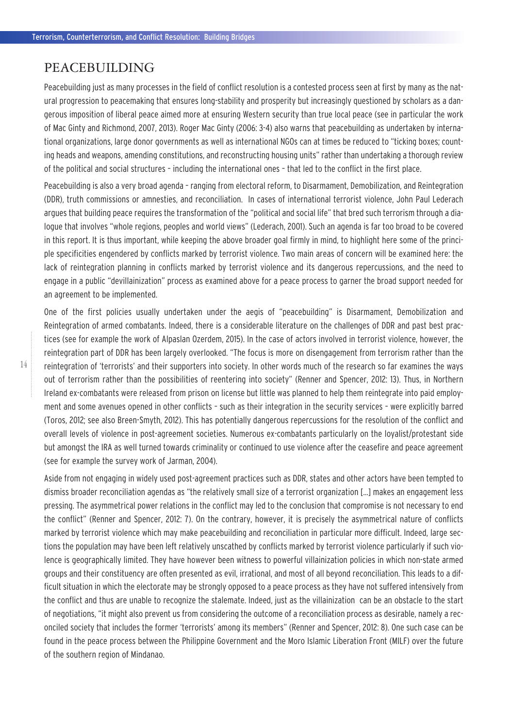## PEACEBUILDING

Peacebuilding just as many processes in the field of conflict resolution is a contested process seen at first by many as the natural progression to peacemaking that ensures long-stability and prosperity but increasingly questioned by scholars as a dangerous imposition of liberal peace aimed more at ensuring Western security than true local peace (see in particular the work of Mac Ginty and Richmond, 2007, 2013). Roger Mac Ginty (2006: 3-4) also warns that peacebuilding as undertaken by international organizations, large donor governments as well as international NGOs can at times be reduced to "ticking boxes; counting heads and weapons, amending constitutions, and reconstructing housing units" rather than undertaking a thorough review of the political and social structures – including the international ones – that led to the conflict in the first place.

Peacebuilding is also a very broad agenda – ranging from electoral reform, to Disarmament, Demobilization, and Reintegration (DDR), truth commissions or amnesties, and reconciliation. In cases of international terrorist violence, John Paul Lederach argues that building peace requires the transformation of the "political and social life" that bred such terrorism through a dialogue that involves "whole regions, peoples and world views" (Lederach, 2001). Such an agenda is far too broad to be covered in this report. It is thus important, while keeping the above broader goal firmly in mind, to highlight here some of the principle specificities engendered by conflicts marked by terrorist violence. Two main areas of concern will be examined here: the lack of reintegration planning in conflicts marked by terrorist violence and its dangerous repercussions, and the need to engage in a public "devillainization" process as examined above for a peace process to garner the broad support needed for an agreement to be implemented.

One of the first policies usually undertaken under the aegis of "peacebuilding" is Disarmament, Demobilization and Reintegration of armed combatants. Indeed, there is a considerable literature on the challenges of DDR and past best practices (see for example the work of Alpaslan Ozerdem, 2015). In the case of actors involved in terrorist violence, however, the reintegration part of DDR has been largely overlooked. "The focus is more on disengagement from terrorism rather than the reintegration of 'terrorists' and their supporters into society. In other words much of the research so far examines the ways out of terrorism rather than the possibilities of reentering into society" (Renner and Spencer, 2012: 13). Thus, in Northern Ireland ex-combatants were released from prison on license but little was planned to help them reintegrate into paid employment and some avenues opened in other conflicts – such as their integration in the security services – were explicitly barred (Toros, 2012; see also Breen-Smyth, 2012). This has potentially dangerous repercussions for the resolution of the conflict and overall levels of violence in post-agreement societies. Numerous ex-combatants particularly on the loyalist/protestant side but amongst the IRA as well turned towards criminality or continued to use violence after the ceasefire and peace agreement (see for example the survey work of Jarman, 2004).

Aside from not engaging in widely used post-agreement practices such as DDR, states and other actors have been tempted to dismiss broader reconciliation agendas as "the relatively small size of a terrorist organization [...] makes an engagement less pressing. The asymmetrical power relations in the conflict may led to the conclusion that compromise is not necessary to end the conflict" (Renner and Spencer, 2012: 7). On the contrary, however, it is precisely the asymmetrical nature of conflicts marked by terrorist violence which may make peacebuilding and reconciliation in particular more difficult. Indeed, large sections the population may have been left relatively unscathed by conflicts marked by terrorist violence particularly if such violence is geographically limited. They have however been witness to powerful villainization policies in which non-state armed groups and their constituency are often presented as evil, irrational, and most of all beyond reconciliation. This leads to a difficult situation in which the electorate may be strongly opposed to a peace process as they have not suffered intensively from the conflict and thus are unable to recognize the stalemate. Indeed, just as the villainization can be an obstacle to the start of negotiations, "it might also prevent us from considering the outcome of a reconciliation process as desirable, namely a reconciled society that includes the former 'terrorists' among its members" (Renner and Spencer, 2012: 8). One such case can be found in the peace process between the Philippine Government and the Moro Islamic Liberation Front (MILF) over the future of the southern region of Mindanao.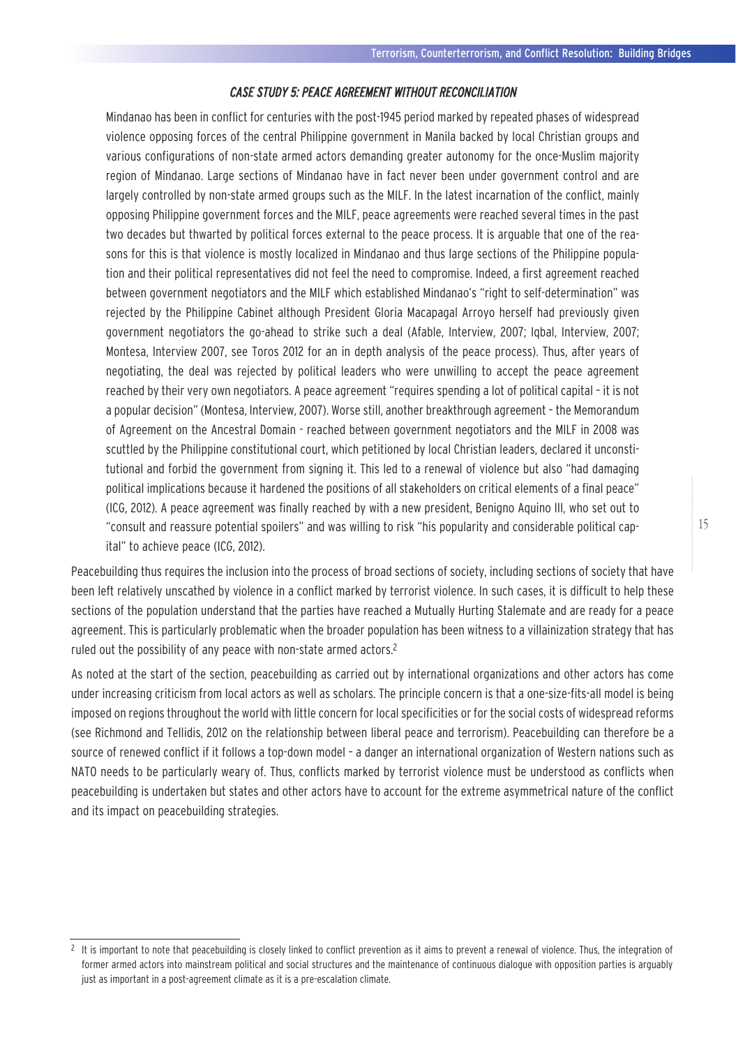### *CASE STUDY 5: PEACE AGREEMENT WITHOUT RECONCILIATION*

Mindanao has been in conflict for centuries with the post-1945 period marked by repeated phases of widespread violence opposing forces of the central Philippine government in Manila backed by local Christian groups and various configurations of non-state armed actors demanding greater autonomy for the once-Muslim majority region of Mindanao. Large sections of Mindanao have in fact never been under government control and are largely controlled by non-state armed groups such as the MILF. In the latest incarnation of the conflict, mainly opposing Philippine government forces and the MILF, peace agreements were reached several times in the past two decades but thwarted by political forces external to the peace process. It is arguable that one of the reasons for this is that violence is mostly localized in Mindanao and thus large sections of the Philippine population and their political representatives did not feel the need to compromise. Indeed, a first agreement reached between government negotiators and the MILF which established Mindanao's "right to self-determination" was rejected by the Philippine Cabinet although President Gloria Macapagal Arroyo herself had previously given government negotiators the go-ahead to strike such a deal (Afable, Interview, 2007; Iqbal, Interview, 2007; Montesa, Interview 2007, see Toros 2012 for an in depth analysis of the peace process). Thus, after years of negotiating, the deal was rejected by political leaders who were unwilling to accept the peace agreement reached by their very own negotiators. A peace agreement "requires spending a lot of political capital – it is not a popular decision" (Montesa, Interview, 2007). Worse still, another breakthrough agreement – the Memorandum of Agreement on the Ancestral Domain - reached between government negotiators and the MILF in 2008 was scuttled by the Philippine constitutional court, which petitioned by local Christian leaders, declared it unconstitutional and forbid the government from signing it. This led to a renewal of violence but also "had damaging political implications because it hardened the positions of all stakeholders on critical elements of a final peace" (ICG, 2012). A peace agreement was finally reached by with a new president, Benigno Aquino III, who set out to "consult and reassure potential spoilers" and was willing to risk "his popularity and considerable political capital" to achieve peace (ICG, 2012).

Peacebuilding thus requires the inclusion into the process of broad sections of society, including sections of society that have been left relatively unscathed by violence in a conflict marked by terrorist violence. In such cases, it is difficult to help these sections of the population understand that the parties have reached a Mutually Hurting Stalemate and are ready for a peace agreement. This is particularly problematic when the broader population has been witness to a villainization strategy that has ruled out the possibility of any peace with non-state armed actors.[2]

As noted at the start of the section, peacebuilding as carried out by international organizations and other actors has come under increasing criticism from local actors as well as scholars. The principle concern is that a one-size-fits-all model is being imposed on regions throughout the world with little concern for local specificities or for the social costs of widespread reforms (see Richmond and Tellidis, 2012 on the relationship between liberal peace and terrorism). Peacebuilding can therefore be a source of renewed conflict if it follows a top-down model – a danger an international organization of Western nations such as NATO needs to be particularly weary of. Thus, conflicts marked by terrorist violence must be understood as conflicts when peacebuilding is undertaken but states and other actors have to account for the extreme asymmetrical nature of the conflict and its impact on peacebuilding strategies.

[2] It is important to note that peacebuilding is closely linked to conflict prevention as it aims to prevent a renewal of violence. Thus, the integration of former armed actors into mainstream political and social structures and the maintenance of continuous dialogue with opposition parties is arguably just as important in a post-agreement climate as it is a pre-escalation climate.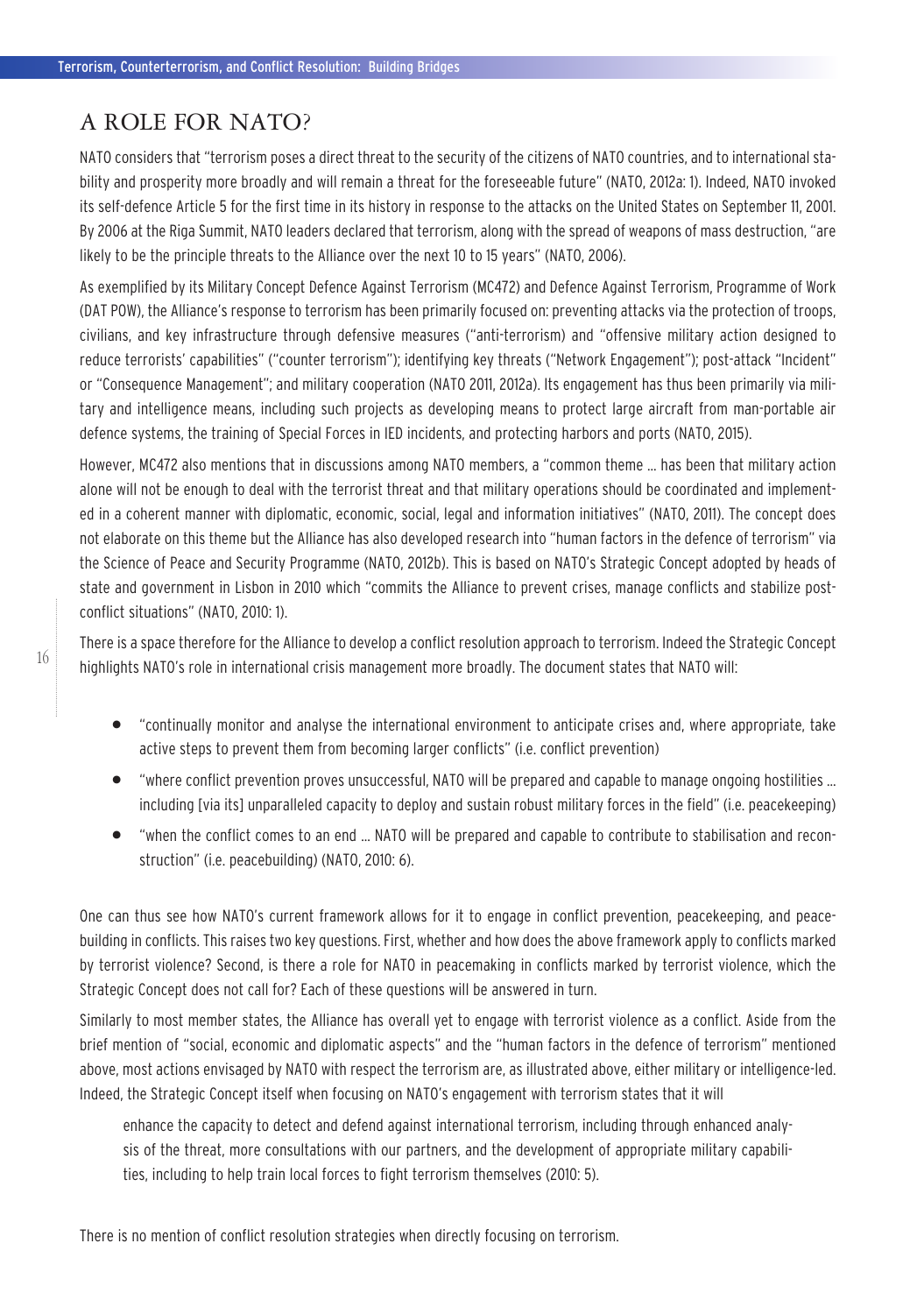## A ROLE FOR NATO?

NATO considers that "terrorism poses a direct threat to the security of the citizens of NATO countries, and to international stability and prosperity more broadly and will remain a threat for the foreseeable future" (NATO, 2012a: 1). Indeed, NATO invoked its self-defence Article 5 for the first time in its history in response to the attacks on the United States on September 11, 2001. By 2006 at the Riga Summit, NATO leaders declared that terrorism, along with the spread of weapons of mass destruction, "are likely to be the principle threats to the Alliance over the next 10 to 15 years" (NATO, 2006).

As exemplified by its Military Concept Defence Against Terrorism (MC472) and Defence Against Terrorism, Programme of Work (DAT POW), the Alliance's response to terrorism has been primarily focused on: preventing attacks via the protection of troops, civilians, and key infrastructure through defensive measures ("anti-terrorism) and "offensive military action designed to reduce terrorists' capabilities" ("counter terrorism"); identifying key threats ("Network Engagement"); post-attack "Incident" or "Consequence Management"; and military cooperation (NATO 2011, 2012a). Its engagement has thus been primarily via military and intelligence means, including such projects as developing means to protect large aircraft from man-portable air defence systems, the training of Special Forces in IED incidents, and protecting harbors and ports (NATO, 2015).

However, MC472 also mentions that in discussions among NATO members, a "common theme ... has been that military action alone will not be enough to deal with the terrorist threat and that military operations should be coordinated and implemented in a coherent manner with diplomatic, economic, social, legal and information initiatives" (NATO, 2011). The concept does not elaborate on this theme but the Alliance has also developed research into "human factors in the defence of terrorism" via the Science of Peace and Security Programme (NATO, 2012b). This is based on NATO's Strategic Concept adopted by heads of state and government in Lisbon in 2010 which "commits the Alliance to prevent crises, manage conflicts and stabilize post-conflict situations" (NATO, 2010: 1).

There is a space therefore for the Alliance to develop a conflict resolution approach to terrorism. Indeed the Strategic Concept highlights NATO's role in international crisis management more broadly. The document states that NATO will:

- "continually monitor and analyse the international environment to anticipate crises and, where appropriate, take active steps to prevent them from becoming larger conflicts" (i.e. conflict prevention)
- "where conflict prevention proves unsuccessful, NATO will be prepared and capable to manage ongoing hostilities ... including [via its] unparalleled capacity to deploy and sustain robust military forces in the field" (i.e. peacekeeping)
- "when the conflict comes to an end ... NATO will be prepared and capable to contribute to stabilisation and reconstruction" (i.e. peacebuilding) (NATO, 2010: 6).

One can thus see how NATO's current framework allows for it to engage in conflict prevention, peacekeeping, and peacebuilding in conflicts. This raises two key questions. First, whether and how does the above framework apply to conflicts marked by terrorist violence? Second, is there a role for NATO in peacemaking in conflicts marked by terrorist violence, which the Strategic Concept does not call for? Each of these questions will be answered in turn.

Similarly to most member states, the Alliance has overall yet to engage with terrorist violence as a conflict. Aside from the brief mention of "social, economic and diplomatic aspects" and the "human factors in the defence of terrorism" mentioned above, most actions envisaged by NATO with respect the terrorism are, as illustrated above, either military or intelligence-led. Indeed, the Strategic Concept itself when focusing on NATO's engagement with terrorism states that it will

> enhance the capacity to detect and defend against international terrorism, including through enhanced analysis of the threat, more consultations with our partners, and the development of appropriate military capabilities, including to help train local forces to fight terrorism themselves (2010: 5).

There is no mention of conflict resolution strategies when directly focusing on terrorism.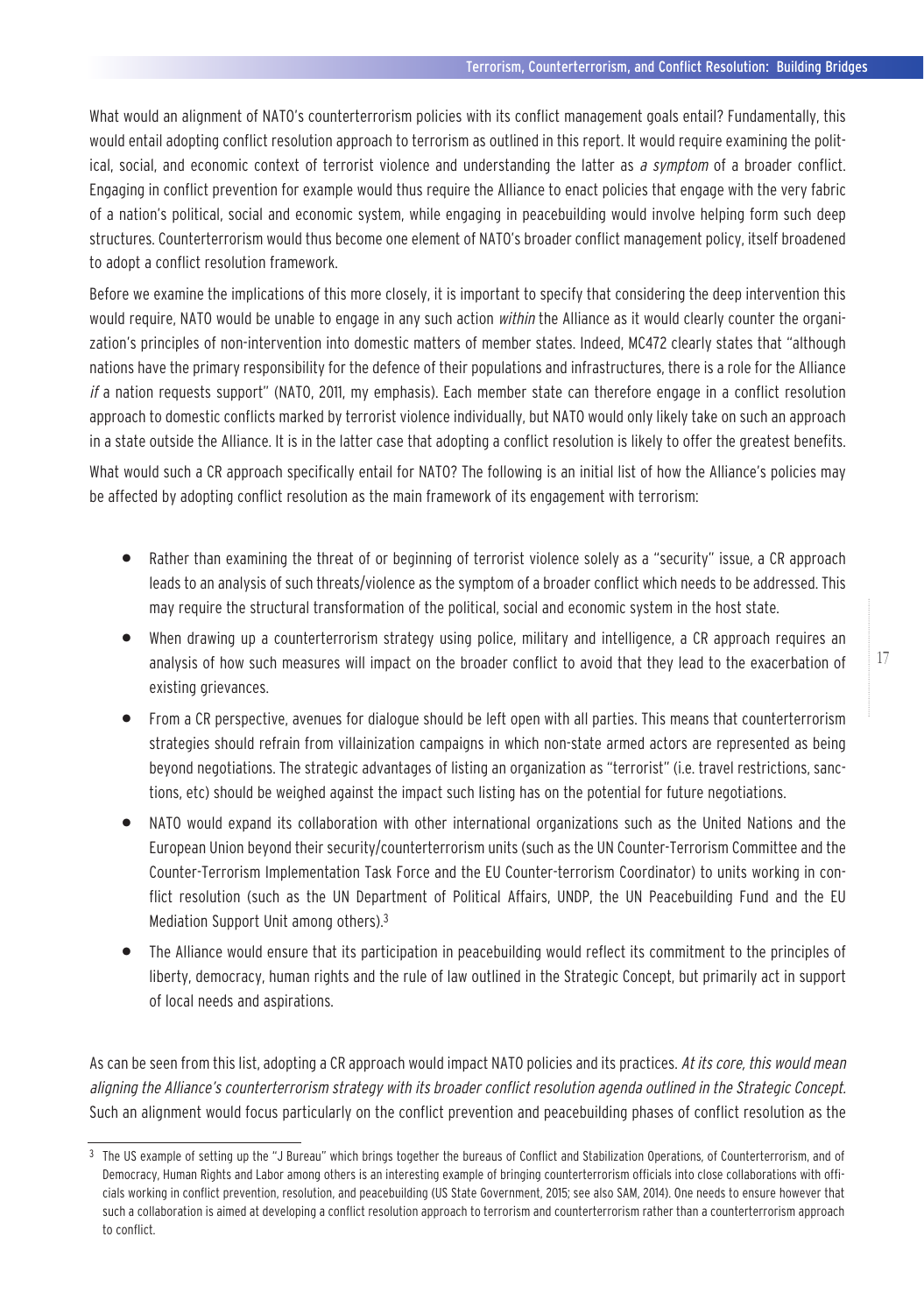What would an alignment of NATO's counterterrorism policies with its conflict management goals entail? Fundamentally, this would entail adopting conflict resolution approach to terrorism as outlined in this report. It would require examining the political, social, and economic context of terrorist violence and understanding the latter as *a symptom* of a broader conflict. Engaging in conflict prevention for example would thus require the Alliance to enact policies that engage with the very fabric of a nation's political, social and economic system, while engaging in peacebuilding would involve helping form such deep structures. Counterterrorism would thus become one element of NATO's broader conflict management policy, itself broadened to adopt a conflict resolution framework.

Before we examine the implications of this more closely, it is important to specify that considering the deep intervention this would require, NATO would be unable to engage in any such action *within* the Alliance as it would clearly counter the organization's principles of non-intervention into domestic matters of member states. Indeed, MC472 clearly states that "although nations have the primary responsibility for the defence of their populations and infrastructures, there is a role for the Alliance *if* a nation requests support" (NATO, 2011, my emphasis). Each member state can therefore engage in a conflict resolution approach to domestic conflicts marked by terrorist violence individually, but NATO would only likely take on such an approach in a state outside the Alliance. It is in the latter case that adopting a conflict resolution is likely to offer the greatest benefits.

What would such a CR approach specifically entail for NATO? The following is an initial list of how the Alliance's policies may be affected by adopting conflict resolution as the main framework of its engagement with terrorism:

- Rather than examining the threat of or beginning of terrorist violence solely as a "security" issue, a CR approach leads to an analysis of such threats/violence as the symptom of a broader conflict which needs to be addressed. This may require the structural transformation of the political, social and economic system in the host state.
- When drawing up a counterterrorism strategy using police, military and intelligence, a CR approach requires an analysis of how such measures will impact on the broader conflict to avoid that they lead to the exacerbation of existing grievances.
- From a CR perspective, avenues for dialogue should be left open with all parties. This means that counterterrorism strategies should refrain from villainization campaigns in which non-state armed actors are represented as being beyond negotiations. The strategic advantages of listing an organization as "terrorist" (i.e. travel restrictions, sanctions, etc) should be weighed against the impact such listing has on the potential for future negotiations.
- NATO would expand its collaboration with other international organizations such as the United Nations and the European Union beyond their security/counterterrorism units (such as the UN Counter-Terrorism Committee and the Counter-Terrorism Implementation Task Force and the EU Counter-terrorism Coordinator) to units working in conflict resolution (such as the UN Department of Political Affairs, UNDP, the UN Peacebuilding Fund and the EU Mediation Support Unit among others).[3]
- The Alliance would ensure that its participation in peacebuilding would reflect its commitment to the principles of liberty, democracy, human rights and the rule of law outlined in the Strategic Concept, but primarily act in support of local needs and aspirations.

As can be seen from this list, adopting a CR approach would impact NATO policies and its practices. *At its core, this would mean aligning the Alliance's counterterrorism strategy with its broader conflict resolution agenda outlined in the Strategic Concept.* Such an alignment would focus particularly on the conflict prevention and peacebuilding phases of conflict resolution as the

[3] The US example of setting up the "J Bureau" which brings together the bureaus of Conflict and Stabilization Operations, of Counterterrorism, and of Democracy, Human Rights and Labor among others is an interesting example of bringing counterterrorism officials into close collaborations with officials working in conflict prevention, resolution, and peacebuilding (US State Government, 2015; see also SAM, 2014). One needs to ensure however that such a collaboration is aimed at developing a conflict resolution approach to terrorism and counterterrorism rather than a counterterrorism approach to conflict.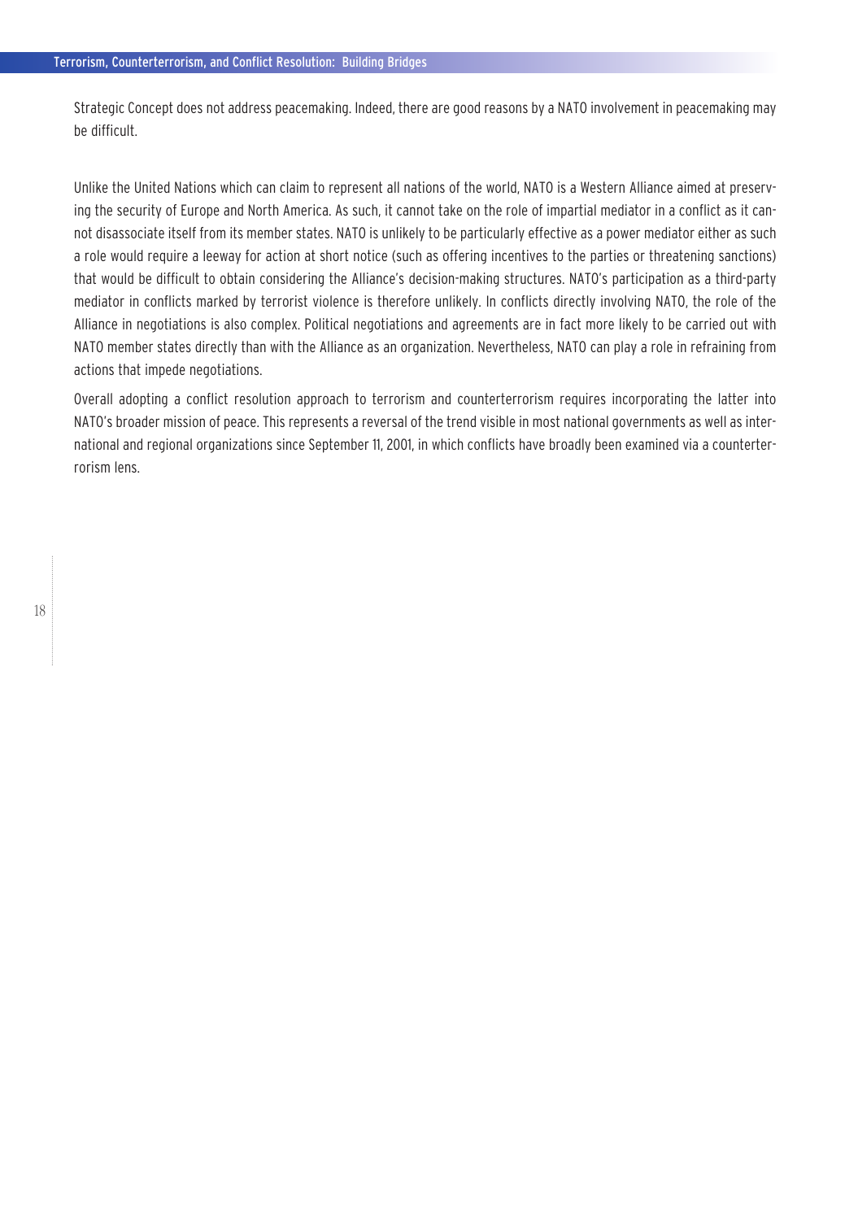Strategic Concept does not address peacemaking. Indeed, there are good reasons by a NATO involvement in peacemaking may be difficult.

Unlike the United Nations which can claim to represent all nations of the world, NATO is a Western Alliance aimed at preserving the security of Europe and North America. As such, it cannot take on the role of impartial mediator in a conflict as it cannot disassociate itself from its member states. NATO is unlikely to be particularly effective as a power mediator either as such a role would require a leeway for action at short notice (such as offering incentives to the parties or threatening sanctions) that would be difficult to obtain considering the Alliance's decision-making structures. NATO's participation as a third-party mediator in conflicts marked by terrorist violence is therefore unlikely. In conflicts directly involving NATO, the role of the Alliance in negotiations is also complex. Political negotiations and agreements are in fact more likely to be carried out with NATO member states directly than with the Alliance as an organization. Nevertheless, NATO can play a role in refraining from actions that impede negotiations.

Overall adopting a conflict resolution approach to terrorism and counterterrorism requires incorporating the latter into NATO's broader mission of peace. This represents a reversal of the trend visible in most national governments as well as international and regional organizations since September 11, 2001, in which conflicts have broadly been examined via a counterterrorism lens.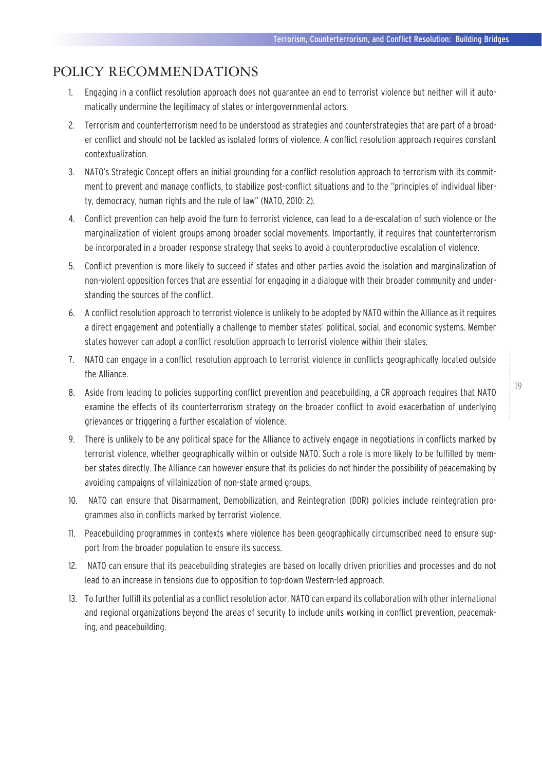## POLICY RECOMMENDATIONS

1. Engaging in a conflict resolution approach does not guarantee an end to terrorist violence but neither will it automatically undermine the legitimacy of states or intergovernmental actors.
2. Terrorism and counterterrorism need to be understood as strategies and counterstrategies that are part of a broader conflict and should not be tackled as isolated forms of violence. A conflict resolution approach requires constant contextualization.
3. NATO's Strategic Concept offers an initial grounding for a conflict resolution approach to terrorism with its commitment to prevent and manage conflicts, to stabilize post-conflict situations and to the "principles of individual liberty, democracy, human rights and the rule of law" (NATO, 2010: 2).
4. Conflict prevention can help avoid the turn to terrorist violence, can lead to a de-escalation of such violence or the marginalization of violent groups among broader social movements. Importantly, it requires that counterterrorism be incorporated in a broader response strategy that seeks to avoid a counterproductive escalation of violence.
5. Conflict prevention is more likely to succeed if states and other parties avoid the isolation and marginalization of non-violent opposition forces that are essential for engaging in a dialogue with their broader community and understanding the sources of the conflict.
6. A conflict resolution approach to terrorist violence is unlikely to be adopted by NATO within the Alliance as it requires a direct engagement and potentially a challenge to member states' political, social, and economic systems. Member states however can adopt a conflict resolution approach to terrorist violence within their states.
7. NATO can engage in a conflict resolution approach to terrorist violence in conflicts geographically located outside the Alliance.
8. Aside from leading to policies supporting conflict prevention and peacebuilding, a CR approach requires that NATO examine the effects of its counterterrorism strategy on the broader conflict to avoid exacerbation of underlying grievances or triggering a further escalation of violence.
9. There is unlikely to be any political space for the Alliance to actively engage in negotiations in conflicts marked by terrorist violence, whether geographically within or outside NATO. Such a role is more likely to be fulfilled by member states directly. The Alliance can however ensure that its policies do not hinder the possibility of peacemaking by avoiding campaigns of villainization of non-state armed groups.
10. NATO can ensure that Disarmament, Demobilization, and Reintegration (DDR) policies include reintegration programmes also in conflicts marked by terrorist violence.
11. Peacebuilding programmes in contexts where violence has been geographically circumscribed need to ensure support from the broader population to ensure its success.
12. NATO can ensure that its peacebuilding strategies are based on locally driven priorities and processes and do not lead to an increase in tensions due to opposition to top-down Western-led approach.
13. To further fulfill its potential as a conflict resolution actor, NATO can expand its collaboration with other international and regional organizations beyond the areas of security to include units working in conflict prevention, peacemaking, and peacebuilding.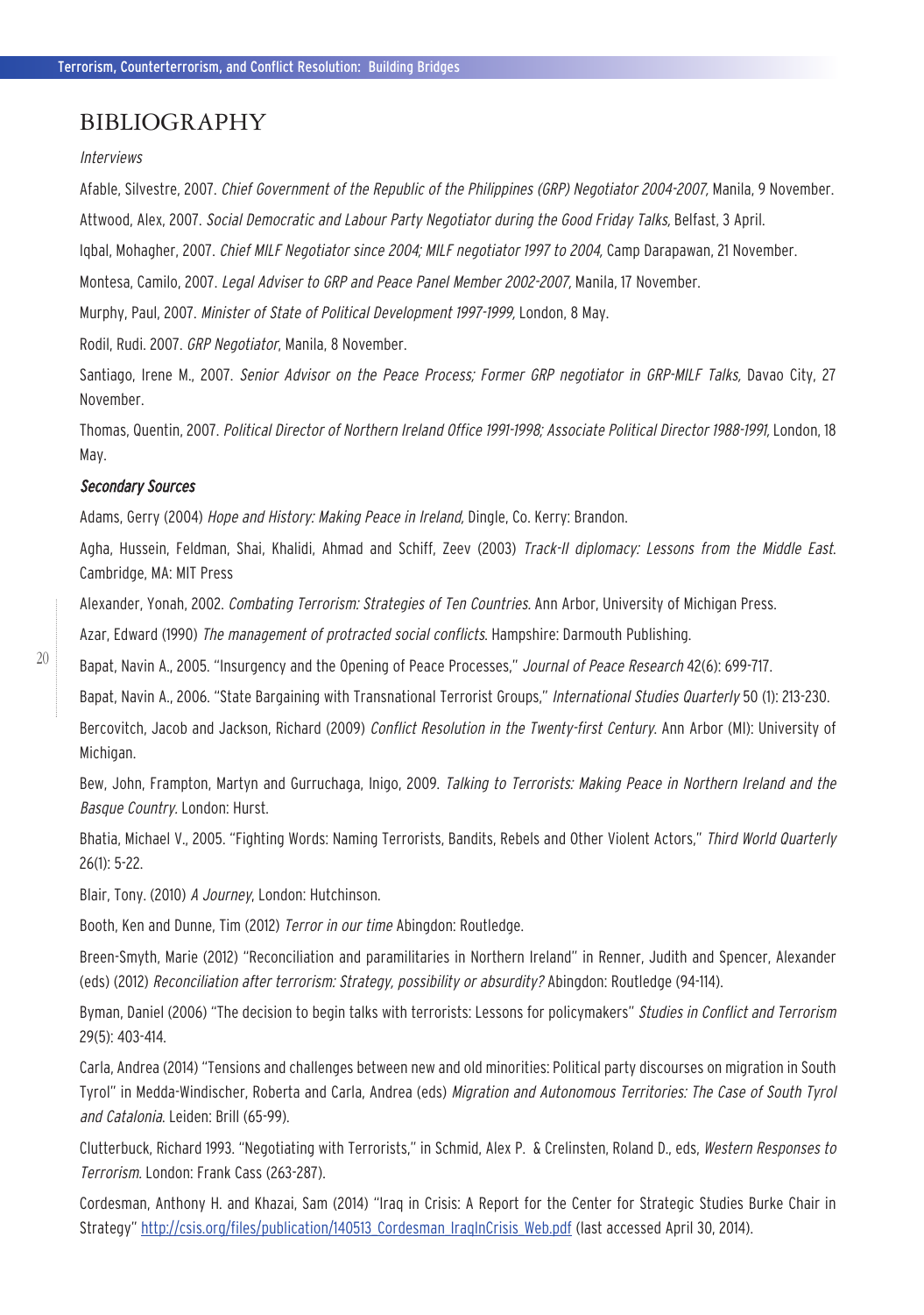# BIBLIOGRAPHY

*Interviews*

Afable, Silvestre, 2007. *Chief Government of the Republic of the Philippines (GRP) Negotiator 2004-2007,* Manila, 9 November.

Attwood, Alex, 2007. *Social Democratic and Labour Party Negotiator during the Good Friday Talks,* Belfast, 3 April.

Iqbal, Mohagher, 2007. *Chief MILF Negotiator since 2004; MILF negotiator 1997 to 2004,* Camp Darapawan, 21 November.

Montesa, Camilo, 2007. *Legal Adviser to GRP and Peace Panel Member 2002-2007,* Manila, 17 November.

Murphy, Paul, 2007. *Minister of State of Political Development 1997-1999,* London, 8 May.

Rodil, Rudi. 2007. *GRP Negotiator*, Manila, 8 November.

Santiago, Irene M., 2007. *Senior Advisor on the Peace Process; Former GRP negotiator in GRP-MILF Talks,* Davao City, 27 November.

Thomas, Quentin, 2007. *Political Director of Northern Ireland Office 1991-1998; Associate Political Director 1988-1991,* London, 18 May.

***Secondary Sources***

Adams, Gerry (2004) *Hope and History: Making Peace in Ireland,* Dingle, Co. Kerry: Brandon.

Agha, Hussein, Feldman, Shai, Khalidi, Ahmad and Schiff, Zeev (2003) *Track-II diplomacy: Lessons from the Middle East*. Cambridge, MA: MIT Press

Alexander, Yonah, 2002. *Combating Terrorism: Strategies of Ten Countries.* Ann Arbor, University of Michigan Press.

Azar, Edward (1990) *The management of protracted social conflicts*. Hampshire: Darmouth Publishing.

Bapat, Navin A., 2005. "Insurgency and the Opening of Peace Processes," *Journal of Peace Research* 42(6): 699-717.

Bapat, Navin A., 2006. "State Bargaining with Transnational Terrorist Groups," *International Studies Quarterly* 50 (1): 213-230.

Bercovitch, Jacob and Jackson, Richard (2009) *Conflict Resolution in the Twenty-first Century.* Ann Arbor (MI): University of Michigan.

Bew, John, Frampton, Martyn and Gurruchaga, Inigo, 2009. *Talking to Terrorists: Making Peace in Northern Ireland and the Basque Country*. London: Hurst.

Bhatia, Michael V., 2005. "Fighting Words: Naming Terrorists, Bandits, Rebels and Other Violent Actors," *Third World Quarterly* 26(1): 5-22.

Blair, Tony. (2010) *A Journey*, London: Hutchinson.

Booth, Ken and Dunne, Tim (2012) *Terror in our time* Abingdon: Routledge.

Breen-Smyth, Marie (2012) "Reconciliation and paramilitaries in Northern Ireland" in Renner, Judith and Spencer, Alexander (eds) (2012) *Reconciliation after terrorism: Strategy, possibility or absurdity?* Abingdon: Routledge (94-114).

Byman, Daniel (2006) "The decision to begin talks with terrorists: Lessons for policymakers" *Studies in Conflict and Terrorism* 29(5): 403-414.

Carla, Andrea (2014) "Tensions and challenges between new and old minorities: Political party discourses on migration in South Tyrol" in Medda-Windischer, Roberta and Carla, Andrea (eds) *Migration and Autonomous Territories: The Case of South Tyrol and Catalonia*. Leiden: Brill (65-99).

Clutterbuck, Richard 1993. "Negotiating with Terrorists," in Schmid, Alex P. & Crelinsten, Roland D., eds, *Western Responses to Terrorism.* London: Frank Cass (263-287).

Cordesman, Anthony H. and Khazai, Sam (2014) "Iraq in Crisis: A Report for the Center for Strategic Studies Burke Chair in Strategy" http://csis.org/files/publication/140513_Cordesman_IraqInCrisis_Web.pdf (last accessed April 30, 2014).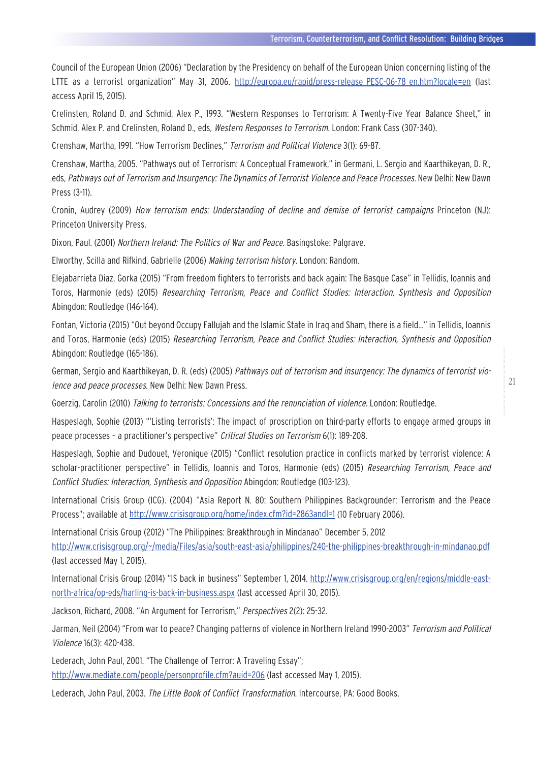Council of the European Union (2006) "Declaration by the Presidency on behalf of the European Union concerning listing of the LTTE as a terrorist organization" May 31, 2006. http://europa.eu/rapid/press-release_PESC-06-78_en.htm?locale=en (last access April 15, 2015).

Crelinsten, Roland D. and Schmid, Alex P., 1993. "Western Responses to Terrorism: A Twenty-Five Year Balance Sheet," in Schmid, Alex P. and Crelinsten, Roland D., eds, *Western Responses to Terrorism.* London: Frank Cass (307-340).

Crenshaw, Martha, 1991. "How Terrorism Declines," *Terrorism and Political Violence* 3(1): 69-87.

Crenshaw, Martha, 2005. "Pathways out of Terrorism: A Conceptual Framework," in Germani, L. Sergio and Kaarthikeyan, D. R., eds, *Pathways out of Terrorism and Insurgency: The Dynamics of Terrorist Violence and Peace Processes.* New Delhi: New Dawn Press (3-11).

Cronin, Audrey (2009) *How terrorism ends: Understanding of decline and demise of terrorist campaigns* Princeton (NJ): Princeton University Press.

Dixon, Paul. (2001) *Northern Ireland: The Politics of War and Peace.* Basingstoke: Palgrave.

Elworthy, Scilla and Rifkind, Gabrielle (2006) *Making terrorism history.* London: Random.

Elejabarrieta Diaz, Gorka (2015) "From freedom fighters to terrorists and back again: The Basque Case" in Tellidis, Ioannis and Toros, Harmonie (eds) (2015) *Researching Terrorism, Peace and Conflict Studies: Interaction, Synthesis and Opposition* Abingdon: Routledge (146-164).

Fontan, Victoria (2015) "Out beyond Occupy Fallujah and the Islamic State in Iraq and Sham, there is a field…" in Tellidis, Ioannis and Toros, Harmonie (eds) (2015) *Researching Terrorism, Peace and Conflict Studies: Interaction, Synthesis and Opposition* Abingdon: Routledge (165-186).

German, Sergio and Kaarthikeyan, D. R. (eds) (2005) *Pathways out of terrorism and insurgency: The dynamics of terrorist violence and peace processes.* New Delhi: New Dawn Press.

Goerzig, Carolin (2010) *Talking to terrorists: Concessions and the renunciation of violence.* London: Routledge.

Haspeslagh, Sophie (2013) "'Listing terrorists': The impact of proscription on third-party efforts to engage armed groups in peace processes – a practitioner's perspective" *Critical Studies on Terrorism* 6(1): 189-208.

Haspeslagh, Sophie and Dudouet, Veronique (2015) "Conflict resolution practice in conflicts marked by terrorist violence: A scholar-practitioner perspective" in Tellidis, Ioannis and Toros, Harmonie (eds) (2015) *Researching Terrorism, Peace and Conflict Studies: Interaction, Synthesis and Opposition* Abingdon: Routledge (103-123).

International Crisis Group (ICG). (2004) "Asia Report N. 80: Southern Philippines Backgrounder: Terrorism and the Peace Process"; available at http://www.crisisgroup.org/home/index.cfm?id=2863andl=1 (10 February 2006).

International Crisis Group (2012) "The Philippines: Breakthrough in Mindanao" December 5, 2012 http://www.crisisgroup.org/~/media/Files/asia/south-east-asia/philippines/240-the-philippines-breakthrough-in-mindanao.pdf (last accessed May 1, 2015).

International Crisis Group (2014) "IS back in business" September 1, 2014. http://www.crisisgroup.org/en/regions/middle-east-north-africa/op-eds/harling-is-back-in-business.aspx (last accessed April 30, 2015).

Jackson, Richard, 2008. "An Argument for Terrorism," *Perspectives* 2(2): 25-32.

Jarman, Neil (2004) "From war to peace? Changing patterns of violence in Northern Ireland 1990-2003" *Terrorism and Political Violence* 16(3): 420-438.

Lederach, John Paul, 2001. "The Challenge of Terror: A Traveling Essay"; http://www.mediate.com/people/personprofile.cfm?auid=206 (last accessed May 1, 2015).

Lederach, John Paul, 2003. *The Little Book of Conflict Transformation.* Intercourse, PA: Good Books.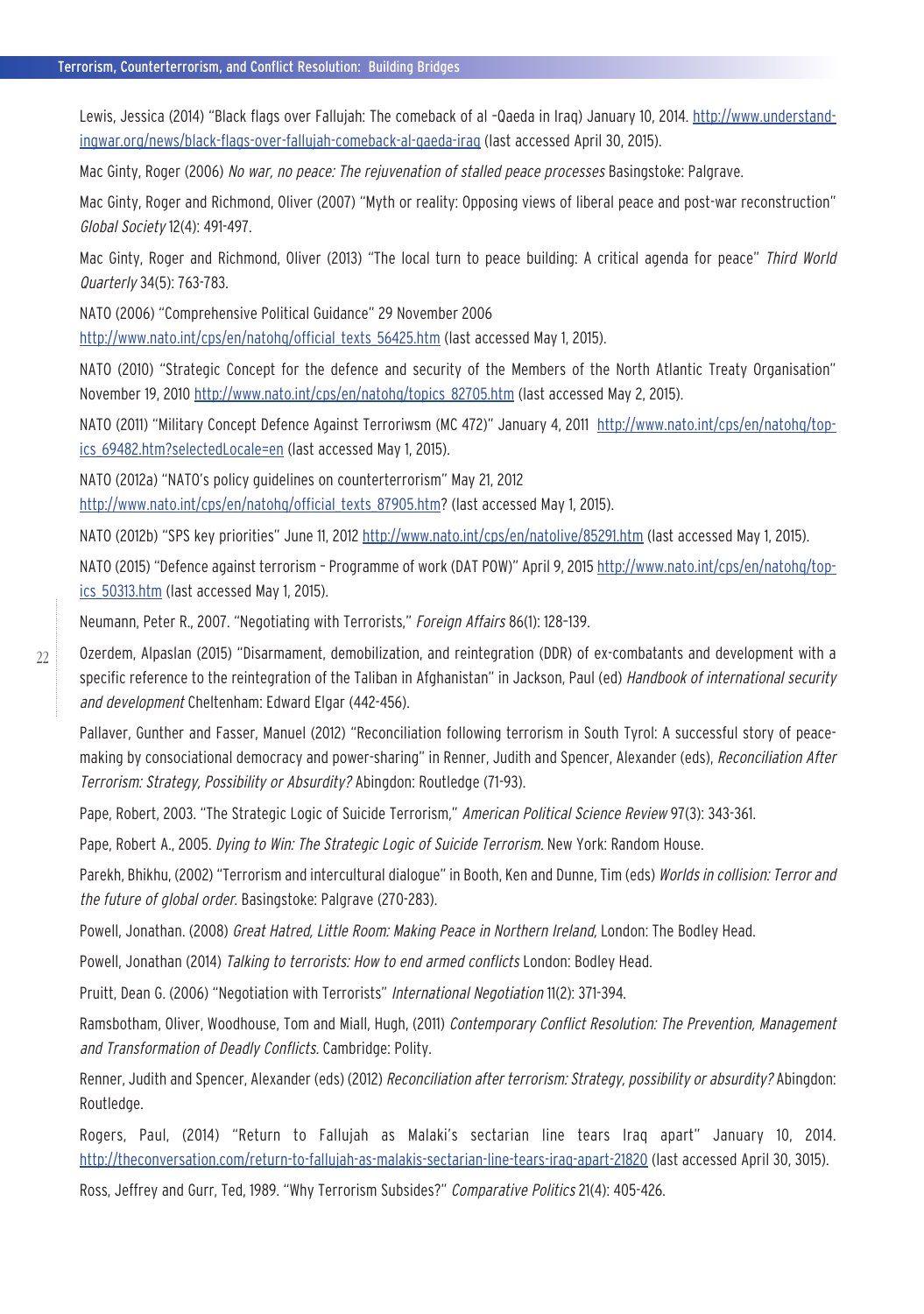Lewis, Jessica (2014) "Black flags over Fallujah: The comeback of al –Qaeda in Iraq) January 10, 2014. http://www.understandingwar.org/news/black-flags-over-fallujah-comeback-al-qaeda-iraq (last accessed April 30, 2015).

Mac Ginty, Roger (2006) *No war, no peace: The rejuvenation of stalled peace processes* Basingstoke: Palgrave.

Mac Ginty, Roger and Richmond, Oliver (2007) "Myth or reality: Opposing views of liberal peace and post-war reconstruction" *Global Society* 12(4): 491-497.

Mac Ginty, Roger and Richmond, Oliver (2013) "The local turn to peace building: A critical agenda for peace" *Third World Quarterly* 34(5): 763-783.

NATO (2006) "Comprehensive Political Guidance" 29 November 2006 http://www.nato.int/cps/en/natohq/official_texts_56425.htm (last accessed May 1, 2015).

NATO (2010) "Strategic Concept for the defence and security of the Members of the North Atlantic Treaty Organisation" November 19, 2010 http://www.nato.int/cps/en/natohq/topics_82705.htm (last accessed May 2, 2015).

NATO (2011) "Military Concept Defence Against Terroriwsm (MC 472)" January 4, 2011 http://www.nato.int/cps/en/natohq/topics_69482.htm?selectedLocale=en (last accessed May 1, 2015).

NATO (2012a) "NATO's policy guidelines on counterterrorism" May 21, 2012 http://www.nato.int/cps/en/natohq/official_texts_87905.htm? (last accessed May 1, 2015).

NATO (2012b) "SPS key priorities" June 11, 2012 http://www.nato.int/cps/en/natolive/85291.htm (last accessed May 1, 2015).

NATO (2015) "Defence against terrorism – Programme of work (DAT POW)" April 9, 2015 http://www.nato.int/cps/en/natohq/topics_50313.htm (last accessed May 1, 2015).

Neumann, Peter R., 2007. "Negotiating with Terrorists," *Foreign Affairs* 86(1): 128-139.

Ozerdem, Alpaslan (2015) "Disarmament, demobilization, and reintegration (DDR) of ex-combatants and development with a specific reference to the reintegration of the Taliban in Afghanistan" in Jackson, Paul (ed) *Handbook of international security and development* Cheltenham: Edward Elgar (442-456).

Pallaver, Gunther and Fasser, Manuel (2012) "Reconciliation following terrorism in South Tyrol: A successful story of peace-making by consociational democracy and power-sharing" in Renner, Judith and Spencer, Alexander (eds), *Reconciliation After Terrorism: Strategy, Possibility or Absurdity?* Abingdon: Routledge (71-93).

Pape, Robert, 2003. "The Strategic Logic of Suicide Terrorism," *American Political Science Review* 97(3): 343-361.

Pape, Robert A., 2005. *Dying to Win: The Strategic Logic of Suicide Terrorism.* New York: Random House.

Parekh, Bhikhu, (2002) "Terrorism and intercultural dialogue" in Booth, Ken and Dunne, Tim (eds) *Worlds in collision: Terror and the future of global order.* Basingstoke: Palgrave (270-283).

Powell, Jonathan. (2008) *Great Hatred, Little Room: Making Peace in Northern Ireland,* London: The Bodley Head.

Powell, Jonathan (2014) *Talking to terrorists: How to end armed conflicts* London: Bodley Head.

Pruitt, Dean G. (2006) "Negotiation with Terrorists" *International Negotiation* 11(2): 371-394.

Ramsbotham, Oliver, Woodhouse, Tom and Miall, Hugh, (2011) *Contemporary Conflict Resolution: The Prevention, Management and Transformation of Deadly Conflicts.* Cambridge: Polity.

Renner, Judith and Spencer, Alexander (eds) (2012) *Reconciliation after terrorism: Strategy, possibility or absurdity?* Abingdon: Routledge.

Rogers, Paul, (2014) "Return to Fallujah as Malaki's sectarian line tears Iraq apart" January 10, 2014. http://theconversation.com/return-to-fallujah-as-malakis-sectarian-line-tears-iraq-apart-21820 (last accessed April 30, 3015).

Ross, Jeffrey and Gurr, Ted, 1989. "Why Terrorism Subsides?" *Comparative Politics* 21(4): 405-426.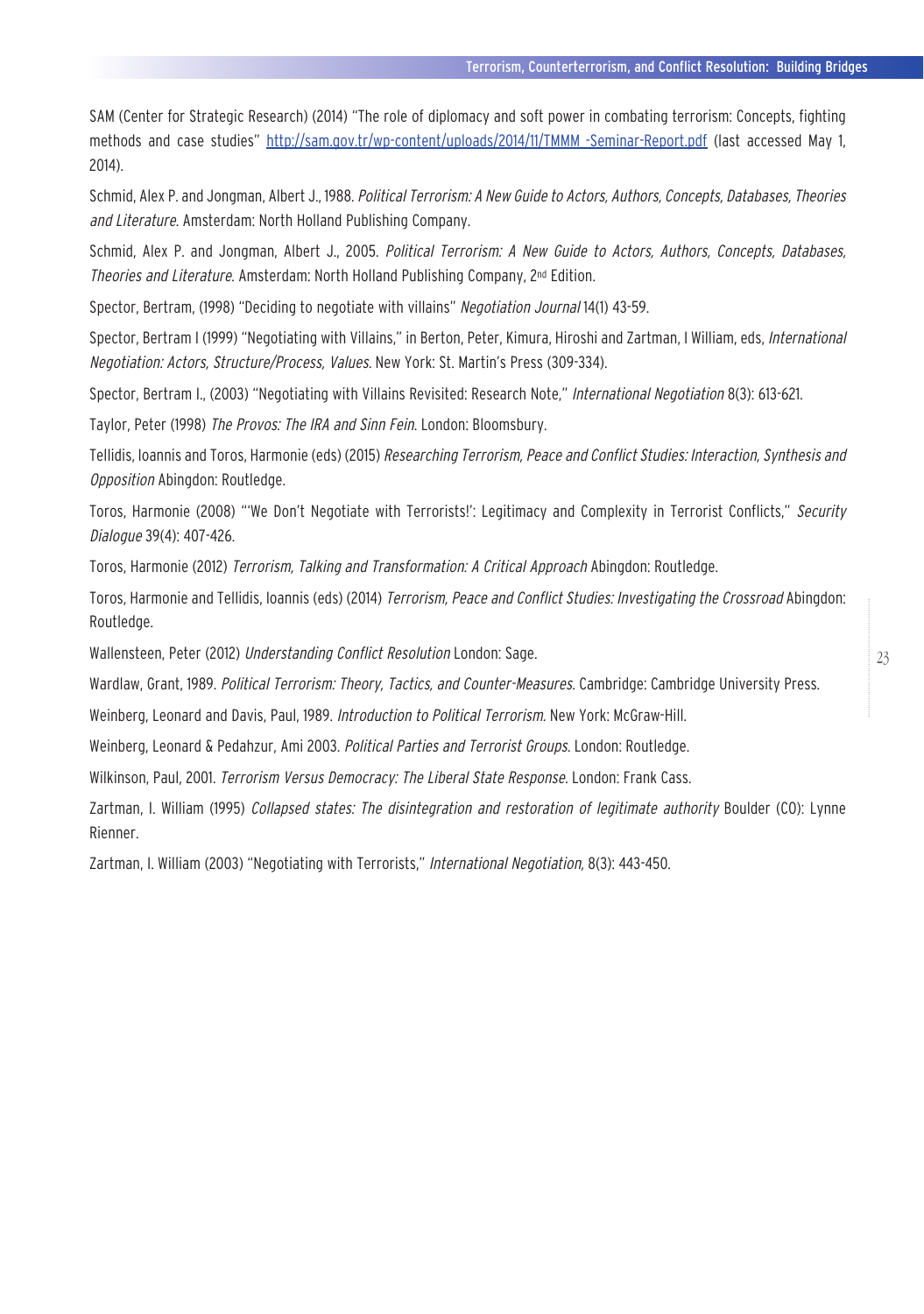SAM (Center for Strategic Research) (2014) "The role of diplomacy and soft power in combating terrorism: Concepts, fighting methods and case studies" [http://sam.gov.tr/wp-content/uploads/2014/11/TMMM -Seminar-Report.pdf](http://sam.gov.tr/wp-content/uploads/2014/11/TMMM -Seminar-Report.pdf) (last accessed May 1, 2014).

Schmid, Alex P. and Jongman, Albert J., 1988. *Political Terrorism: A New Guide to Actors, Authors, Concepts, Databases, Theories and Literature*. Amsterdam: North Holland Publishing Company.

Schmid, Alex P. and Jongman, Albert J., 2005. *Political Terrorism: A New Guide to Actors, Authors, Concepts, Databases, Theories and Literature*. Amsterdam: North Holland Publishing Company, 2nd Edition.

Spector, Bertram, (1998) "Deciding to negotiate with villains" *Negotiation Journal* 14(1) 43-59.

Spector, Bertram I (1999) "Negotiating with Villains," in Berton, Peter, Kimura, Hiroshi and Zartman, I William, eds, *International Negotiation: Actors, Structure/Process, Values*. New York: St. Martin's Press (309-334).

Spector, Bertram I., (2003) "Negotiating with Villains Revisited: Research Note," *International Negotiation* 8(3): 613-621.

Taylor, Peter (1998) *The Provos: The IRA and Sinn Fein*. London: Bloomsbury.

Tellidis, Ioannis and Toros, Harmonie (eds) (2015) *Researching Terrorism, Peace and Conflict Studies: Interaction, Synthesis and Opposition* Abingdon: Routledge.

Toros, Harmonie (2008) "'We Don't Negotiate with Terrorists!': Legitimacy and Complexity in Terrorist Conflicts," *Security Dialogue* 39(4): 407-426.

Toros, Harmonie (2012) *Terrorism, Talking and Transformation: A Critical Approach* Abingdon: Routledge.

Toros, Harmonie and Tellidis, Ioannis (eds) (2014) *Terrorism, Peace and Conflict Studies: Investigating the Crossroad* Abingdon: Routledge.

Wallensteen, Peter (2012) *Understanding Conflict Resolution* London: Sage.

Wardlaw, Grant, 1989. *Political Terrorism: Theory, Tactics, and Counter-Measures*. Cambridge: Cambridge University Press.

Weinberg, Leonard and Davis, Paul, 1989. *Introduction to Political Terrorism*. New York: McGraw-Hill.

Weinberg, Leonard & Pedahzur, Ami 2003. *Political Parties and Terrorist Groups*. London: Routledge.

Wilkinson, Paul, 2001. *Terrorism Versus Democracy: The Liberal State Response*. London: Frank Cass.

Zartman, I. William (1995) *Collapsed states: The disintegration and restoration of legitimate authority* Boulder (CO): Lynne Rienner.

Zartman, I. William (2003) "Negotiating with Terrorists," *International Negotiation*, 8(3): 443-450.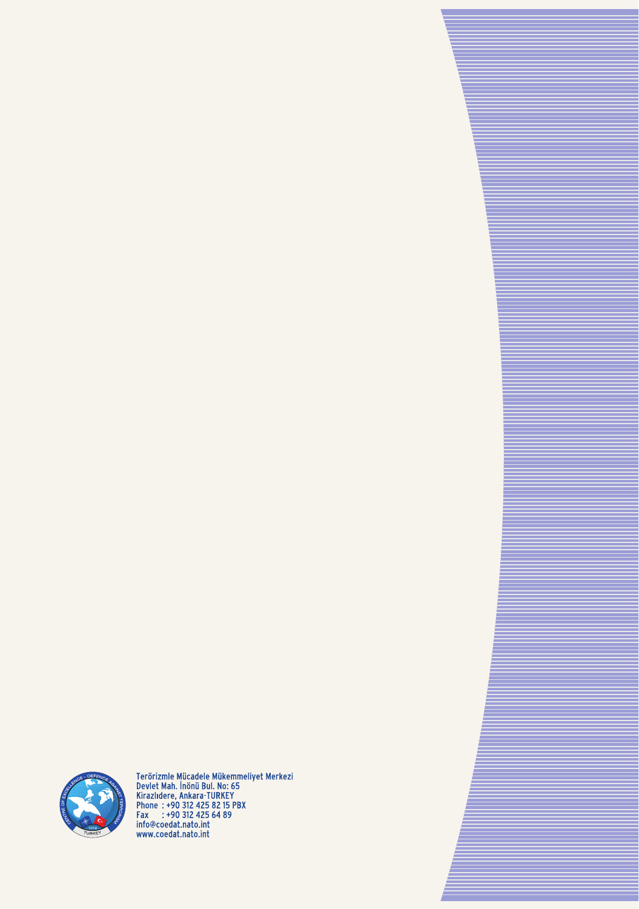Terörizmle Mücadele Mükemmeliyet Merkezi
Devlet Mah. İnönü Bul. No: 65
Kirazlıdere, Ankara-TURKEY
Phone : +90 312 425 82 15 PBX
Fax : +90 312 425 64 89
info@coedat.nato.int
www.coedat.nato.int